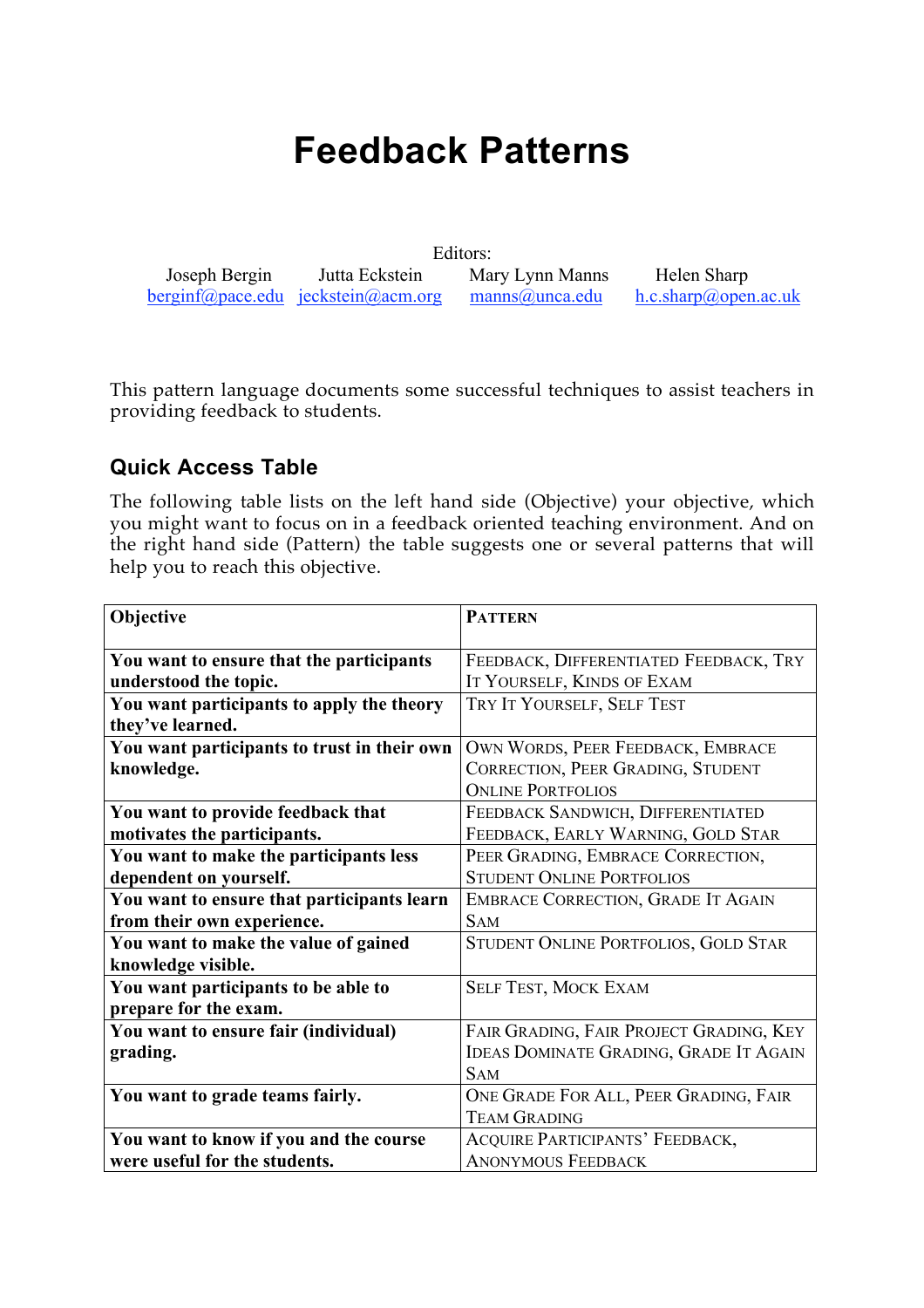# Feedback Patterns

Editors:

| Joseph Bergin | Jutta Eckstein | Mary Lynn Manns | Helen Sharp |
|---|---|---|---|
| berginf@pace.edu | jeckstein@acm.org | manns@unca.edu | h.c.sharp@open.ac.uk |

This pattern language documents some successful techniques to assist teachers in providing feedback to students.

## Quick Access Table

The following table lists on the left hand side (Objective) your objective, which you might want to focus on in a feedback oriented teaching environment. And on the right hand side (Pattern) the table suggests one or several patterns that will help you to reach this objective.

| **Objective** | **PATTERN** |
|---|---|
| **You want to ensure that the participants understood the topic.** | FEEDBACK, DIFFERENTIATED FEEDBACK, TRY IT YOURSELF, KINDS OF EXAM |
| **You want participants to apply the theory they've learned.** | TRY IT YOURSELF, SELF TEST |
| **You want participants to trust in their own knowledge.** | OWN WORDS, PEER FEEDBACK, EMBRACE CORRECTION, PEER GRADING, STUDENT ONLINE PORTFOLIOS |
| **You want to provide feedback that motivates the participants.** | FEEDBACK SANDWICH, DIFFERENTIATED FEEDBACK, EARLY WARNING, GOLD STAR |
| **You want to make the participants less dependent on yourself.** | PEER GRADING, EMBRACE CORRECTION, STUDENT ONLINE PORTFOLIOS |
| **You want to ensure that participants learn from their own experience.** | EMBRACE CORRECTION, GRADE IT AGAIN SAM |
| **You want to make the value of gained knowledge visible.** | STUDENT ONLINE PORTFOLIOS, GOLD STAR |
| **You want participants to be able to prepare for the exam.** | SELF TEST, MOCK EXAM |
| **You want to ensure fair (individual) grading.** | FAIR GRADING, FAIR PROJECT GRADING, KEY IDEAS DOMINATE GRADING, GRADE IT AGAIN SAM |
| **You want to grade teams fairly.** | ONE GRADE FOR ALL, PEER GRADING, FAIR TEAM GRADING |
| **You want to know if you and the course were useful for the students.** | ACQUIRE PARTICIPANTS' FEEDBACK, ANONYMOUS FEEDBACK |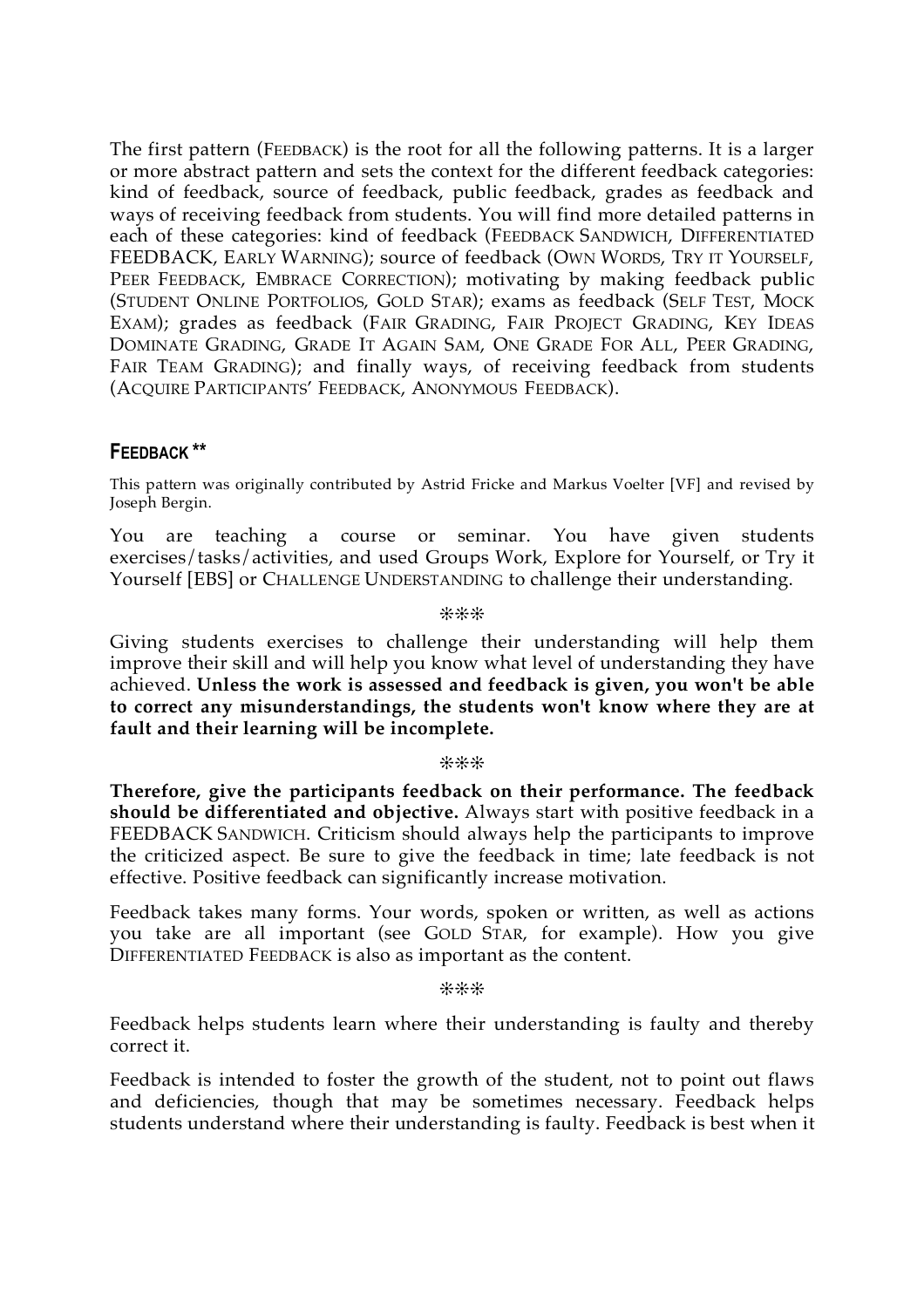The first pattern (FEEDBACK) is the root for all the following patterns. It is a larger or more abstract pattern and sets the context for the different feedback categories: kind of feedback, source of feedback, public feedback, grades as feedback and ways of receiving feedback from students. You will find more detailed patterns in each of these categories: kind of feedback (FEEDBACK SANDWICH, DIFFERENTIATED FEEDBACK, EARLY WARNING); source of feedback (OWN WORDS, TRY IT YOURSELF, PEER FEEDBACK, EMBRACE CORRECTION); motivating by making feedback public (STUDENT ONLINE PORTFOLIOS, GOLD STAR); exams as feedback (SELF TEST, MOCK EXAM); grades as feedback (FAIR GRADING, FAIR PROJECT GRADING, KEY IDEAS DOMINATE GRADING, GRADE IT AGAIN SAM, ONE GRADE FOR ALL, PEER GRADING, FAIR TEAM GRADING); and finally ways, of receiving feedback from students (ACQUIRE PARTICIPANTS' FEEDBACK, ANONYMOUS FEEDBACK).

## FEEDBACK **

This pattern was originally contributed by Astrid Fricke and Markus Voelter [VF] and revised by Joseph Bergin.

You are teaching a course or seminar. You have given students exercises/tasks/activities, and used Groups Work, Explore for Yourself, or Try it Yourself [EBS] or CHALLENGE UNDERSTANDING to challenge their understanding.

❊❊❊

Giving students exercises to challenge their understanding will help them improve their skill and will help you know what level of understanding they have achieved. **Unless the work is assessed and feedback is given, you won't be able to correct any misunderstandings, the students won't know where they are at fault and their learning will be incomplete.**

❊❊❊

**Therefore, give the participants feedback on their performance. The feedback should be differentiated and objective.** Always start with positive feedback in a FEEDBACK SANDWICH. Criticism should always help the participants to improve the criticized aspect. Be sure to give the feedback in time; late feedback is not effective. Positive feedback can significantly increase motivation.

Feedback takes many forms. Your words, spoken or written, as well as actions you take are all important (see GOLD STAR, for example). How you give DIFFERENTIATED FEEDBACK is also as important as the content.

❊❊❊

Feedback helps students learn where their understanding is faulty and thereby correct it.

Feedback is intended to foster the growth of the student, not to point out flaws and deficiencies, though that may be sometimes necessary. Feedback helps students understand where their understanding is faulty. Feedback is best when it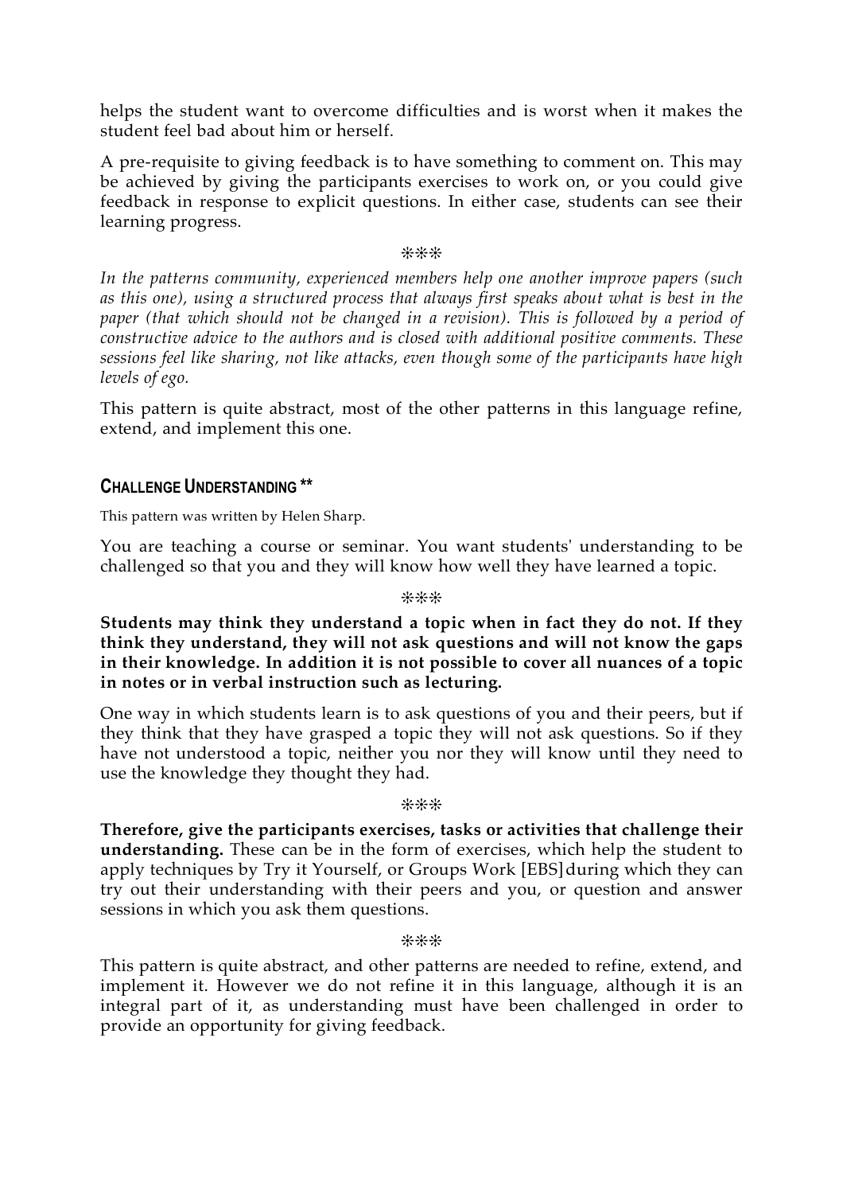helps the student want to overcome difficulties and is worst when it makes the student feel bad about him or herself.

A pre-requisite to giving feedback is to have something to comment on. This may be achieved by giving the participants exercises to work on, or you could give feedback in response to explicit questions. In either case, students can see their learning progress.

❊❊❊

*In the patterns community, experienced members help one another improve papers (such as this one), using a structured process that always first speaks about what is best in the paper (that which should not be changed in a revision). This is followed by a period of constructive advice to the authors and is closed with additional positive comments. These sessions feel like sharing, not like attacks, even though some of the participants have high levels of ego.*

This pattern is quite abstract, most of the other patterns in this language refine, extend, and implement this one.

### CHALLENGE UNDERSTANDING **

This pattern was written by Helen Sharp.

You are teaching a course or seminar. You want students' understanding to be challenged so that you and they will know how well they have learned a topic.

❊❊❊

**Students may think they understand a topic when in fact they do not. If they think they understand, they will not ask questions and will not know the gaps in their knowledge. In addition it is not possible to cover all nuances of a topic in notes or in verbal instruction such as lecturing.**

One way in which students learn is to ask questions of you and their peers, but if they think that they have grasped a topic they will not ask questions. So if they have not understood a topic, neither you nor they will know until they need to use the knowledge they thought they had.

❊❊❊

**Therefore, give the participants exercises, tasks or activities that challenge their understanding.** These can be in the form of exercises, which help the student to apply techniques by Try it Yourself, or Groups Work [EBS] during which they can try out their understanding with their peers and you, or question and answer sessions in which you ask them questions.

❊❊❊

This pattern is quite abstract, and other patterns are needed to refine, extend, and implement it. However we do not refine it in this language, although it is an integral part of it, as understanding must have been challenged in order to provide an opportunity for giving feedback.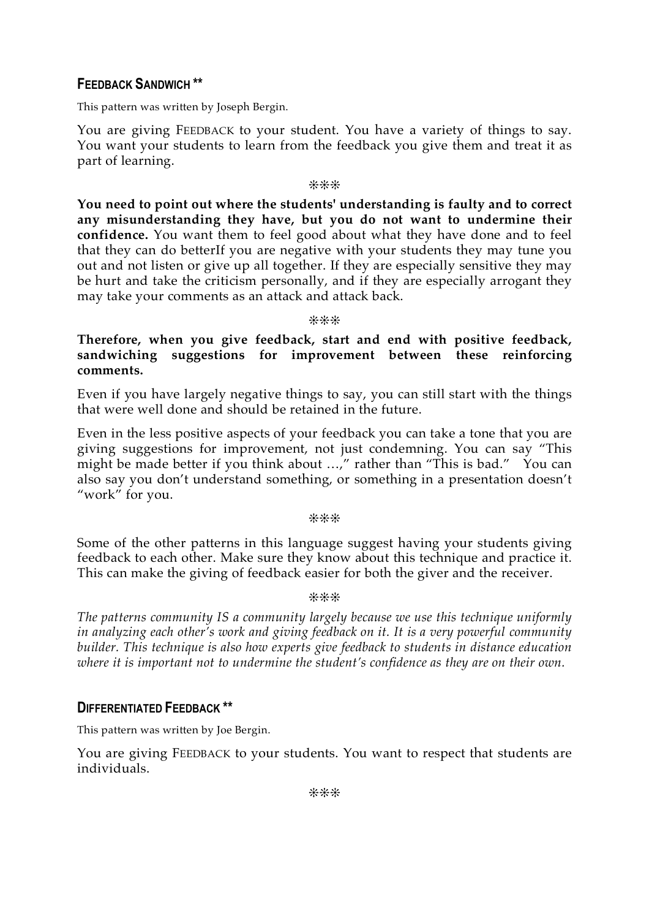## FEEDBACK SANDWICH **

This pattern was written by Joseph Bergin.

You are giving FEEDBACK to your student. You have a variety of things to say. You want your students to learn from the feedback you give them and treat it as part of learning.

❊❊❊

**You need to point out where the students' understanding is faulty and to correct any misunderstanding they have, but you do not want to undermine their confidence.** You want them to feel good about what they have done and to feel that they can do betterIf you are negative with your students they may tune you out and not listen or give up all together. If they are especially sensitive they may be hurt and take the criticism personally, and if they are especially arrogant they may take your comments as an attack and attack back.

❊❊❊

**Therefore, when you give feedback, start and end with positive feedback, sandwiching suggestions for improvement between these reinforcing comments.**

Even if you have largely negative things to say, you can still start with the things that were well done and should be retained in the future.

Even in the less positive aspects of your feedback you can take a tone that you are giving suggestions for improvement, not just condemning. You can say "This might be made better if you think about …," rather than "This is bad." You can also say you don't understand something, or something in a presentation doesn't "work" for you.

❊❊❊

Some of the other patterns in this language suggest having your students giving feedback to each other. Make sure they know about this technique and practice it. This can make the giving of feedback easier for both the giver and the receiver.

❊❊❊

*The patterns community IS a community largely because we use this technique uniformly in analyzing each other's work and giving feedback on it. It is a very powerful community builder. This technique is also how experts give feedback to students in distance education where it is important not to undermine the student's confidence as they are on their own.*

## DIFFERENTIATED FEEDBACK **

This pattern was written by Joe Bergin.

You are giving FEEDBACK to your students. You want to respect that students are individuals.

❊❊❊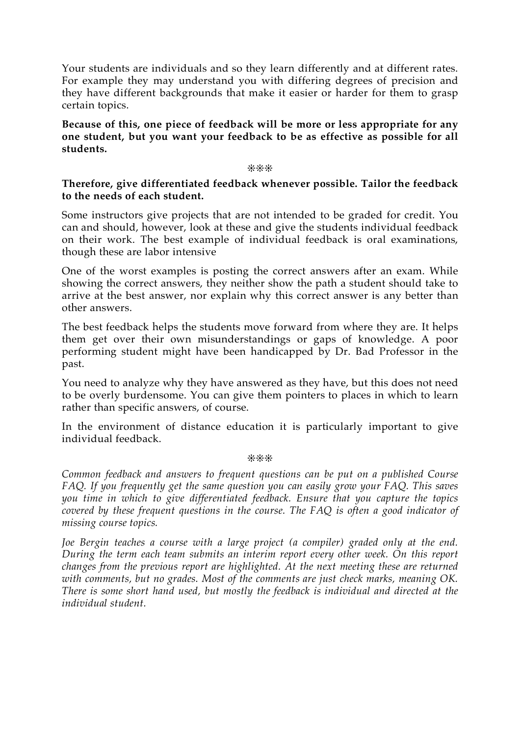Your students are individuals and so they learn differently and at different rates. For example they may understand you with differing degrees of precision and they have different backgrounds that make it easier or harder for them to grasp certain topics.

**Because of this, one piece of feedback will be more or less appropriate for any one student, but you want your feedback to be as effective as possible for all students.**

❊❊❊

**Therefore, give differentiated feedback whenever possible. Tailor the feedback to the needs of each student.**

Some instructors give projects that are not intended to be graded for credit. You can and should, however, look at these and give the students individual feedback on their work. The best example of individual feedback is oral examinations, though these are labor intensive

One of the worst examples is posting the correct answers after an exam. While showing the correct answers, they neither show the path a student should take to arrive at the best answer, nor explain why this correct answer is any better than other answers.

The best feedback helps the students move forward from where they are. It helps them get over their own misunderstandings or gaps of knowledge. A poor performing student might have been handicapped by Dr. Bad Professor in the past.

You need to analyze why they have answered as they have, but this does not need to be overly burdensome. You can give them pointers to places in which to learn rather than specific answers, of course.

In the environment of distance education it is particularly important to give individual feedback.

❊❊❊

*Common feedback and answers to frequent questions can be put on a published Course FAQ. If you frequently get the same question you can easily grow your FAQ. This saves you time in which to give differentiated feedback. Ensure that you capture the topics covered by these frequent questions in the course. The FAQ is often a good indicator of missing course topics.*

*Joe Bergin teaches a course with a large project (a compiler) graded only at the end. During the term each team submits an interim report every other week. On this report changes from the previous report are highlighted. At the next meeting these are returned with comments, but no grades. Most of the comments are just check marks, meaning OK. There is some short hand used, but mostly the feedback is individual and directed at the individual student.*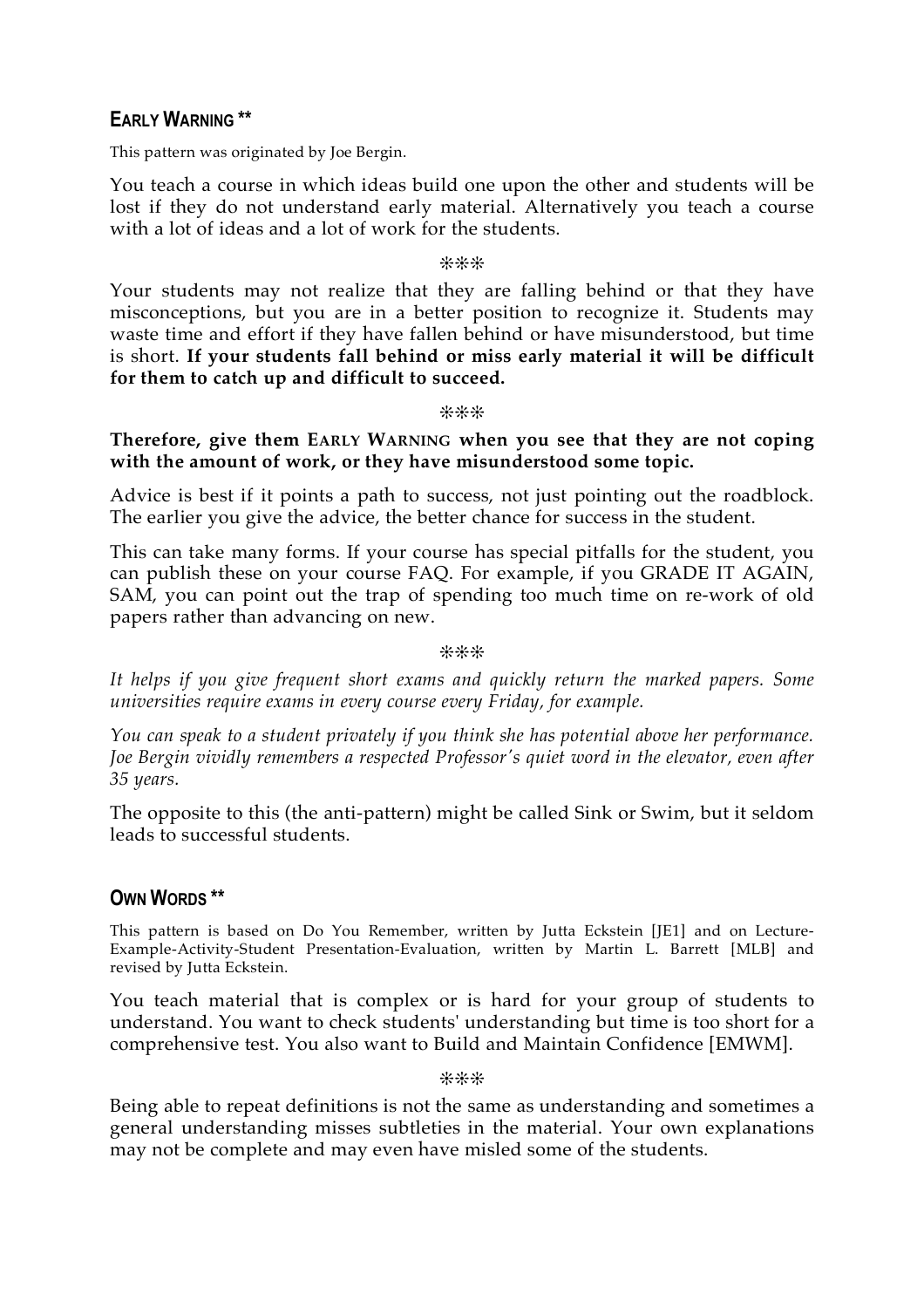## EARLY WARNING **

This pattern was originated by Joe Bergin.

You teach a course in which ideas build one upon the other and students will be lost if they do not understand early material. Alternatively you teach a course with a lot of ideas and a lot of work for the students.

❊❊❊

Your students may not realize that they are falling behind or that they have misconceptions, but you are in a better position to recognize it. Students may waste time and effort if they have fallen behind or have misunderstood, but time is short. **If your students fall behind or miss early material it will be difficult for them to catch up and difficult to succeed.**

❊❊❊

**Therefore, give them EARLY WARNING when you see that they are not coping with the amount of work, or they have misunderstood some topic.**

Advice is best if it points a path to success, not just pointing out the roadblock. The earlier you give the advice, the better chance for success in the student.

This can take many forms. If your course has special pitfalls for the student, you can publish these on your course FAQ. For example, if you GRADE IT AGAIN, SAM, you can point out the trap of spending too much time on re-work of old papers rather than advancing on new.

❊❊❊

*It helps if you give frequent short exams and quickly return the marked papers. Some universities require exams in every course every Friday, for example.*

*You can speak to a student privately if you think she has potential above her performance. Joe Bergin vividly remembers a respected Professor's quiet word in the elevator, even after 35 years.*

The opposite to this (the anti-pattern) might be called Sink or Swim, but it seldom leads to successful students.

## OWN WORDS **

This pattern is based on Do You Remember, written by Jutta Eckstein [JE1] and on Lecture-Example-Activity-Student Presentation-Evaluation, written by Martin L. Barrett [MLB] and revised by Jutta Eckstein.

You teach material that is complex or is hard for your group of students to understand. You want to check students' understanding but time is too short for a comprehensive test. You also want to Build and Maintain Confidence [EMWM].

❊❊❊

Being able to repeat definitions is not the same as understanding and sometimes a general understanding misses subtleties in the material. Your own explanations may not be complete and may even have misled some of the students.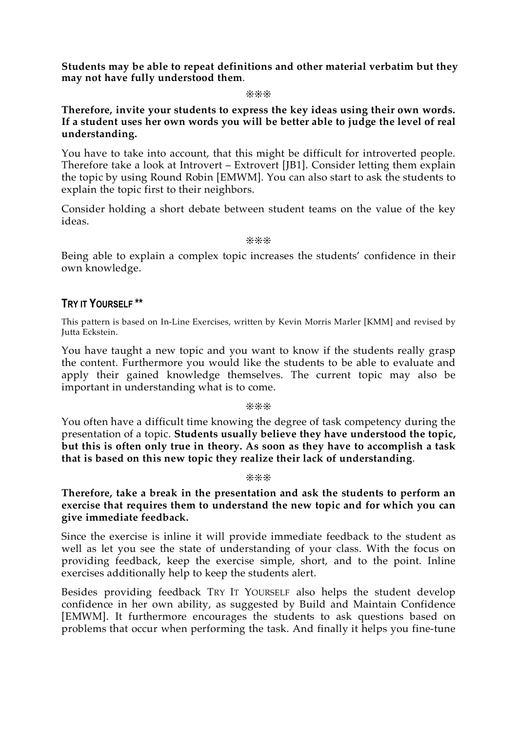**Students may be able to repeat definitions and other material verbatim but they may not have fully understood them**.

❊❊❊

**Therefore, invite your students to express the key ideas using their own words. If a student uses her own words you will be better able to judge the level of real understanding.**

You have to take into account, that this might be difficult for introverted people. Therefore take a look at Introvert – Extrovert [JB1]. Consider letting them explain the topic by using Round Robin [EMWM]. You can also start to ask the students to explain the topic first to their neighbors.

Consider holding a short debate between student teams on the value of the key ideas.

❊❊❊

Being able to explain a complex topic increases the students' confidence in their own knowledge.

## TRY IT YOURSELF **

This pattern is based on In-Line Exercises, written by Kevin Morris Marler [KMM] and revised by Jutta Eckstein.

You have taught a new topic and you want to know if the students really grasp the content. Furthermore you would like the students to be able to evaluate and apply their gained knowledge themselves. The current topic may also be important in understanding what is to come.

❊❊❊

You often have a difficult time knowing the degree of task competency during the presentation of a topic. **Students usually believe they have understood the topic, but this is often only true in theory. As soon as they have to accomplish a task that is based on this new topic they realize their lack of understanding**.

❊❊❊

**Therefore, take a break in the presentation and ask the students to perform an exercise that requires them to understand the new topic and for which you can give immediate feedback.**

Since the exercise is inline it will provide immediate feedback to the student as well as let you see the state of understanding of your class. With the focus on providing feedback, keep the exercise simple, short, and to the point. Inline exercises additionally help to keep the students alert.

Besides providing feedback TRY IT YOURSELF also helps the student develop confidence in her own ability, as suggested by Build and Maintain Confidence [EMWM]. It furthermore encourages the students to ask questions based on problems that occur when performing the task. And finally it helps you fine-tune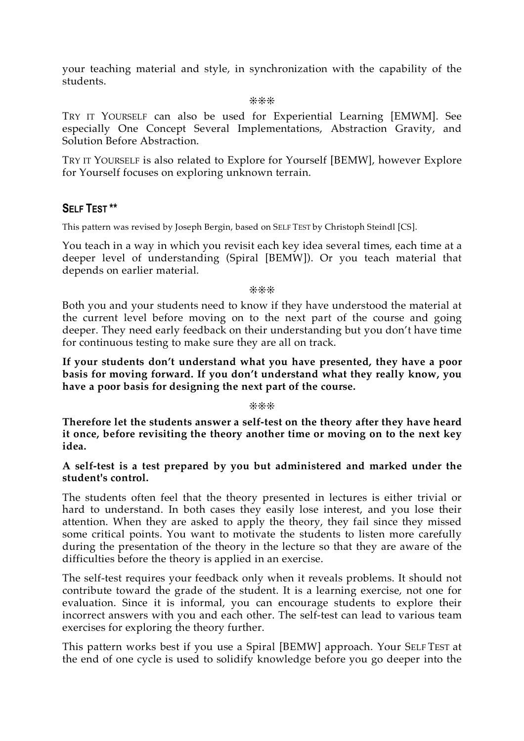your teaching material and style, in synchronization with the capability of the students.

❊❊❊

TRY IT YOURSELF can also be used for Experiential Learning [EMWM]. See especially One Concept Several Implementations, Abstraction Gravity, and Solution Before Abstraction.

TRY IT YOURSELF is also related to Explore for Yourself [BEMW], however Explore for Yourself focuses on exploring unknown terrain.

## SELF TEST **

This pattern was revised by Joseph Bergin, based on SELF TEST by Christoph Steindl [CS].

You teach in a way in which you revisit each key idea several times, each time at a deeper level of understanding (Spiral [BEMW]). Or you teach material that depends on earlier material.

❊❊❊

Both you and your students need to know if they have understood the material at the current level before moving on to the next part of the course and going deeper. They need early feedback on their understanding but you don't have time for continuous testing to make sure they are all on track.

**If your students don't understand what you have presented, they have a poor basis for moving forward. If you don't understand what they really know, you have a poor basis for designing the next part of the course.**

❊❊❊

**Therefore let the students answer a self-test on the theory after they have heard it once, before revisiting the theory another time or moving on to the next key idea.**

**A self-test is a test prepared by you but administered and marked under the student's control.**

The students often feel that the theory presented in lectures is either trivial or hard to understand. In both cases they easily lose interest, and you lose their attention. When they are asked to apply the theory, they fail since they missed some critical points. You want to motivate the students to listen more carefully during the presentation of the theory in the lecture so that they are aware of the difficulties before the theory is applied in an exercise.

The self-test requires your feedback only when it reveals problems. It should not contribute toward the grade of the student. It is a learning exercise, not one for evaluation. Since it is informal, you can encourage students to explore their incorrect answers with you and each other. The self-test can lead to various team exercises for exploring the theory further.

This pattern works best if you use a Spiral [BEMW] approach. Your SELF TEST at the end of one cycle is used to solidify knowledge before you go deeper into the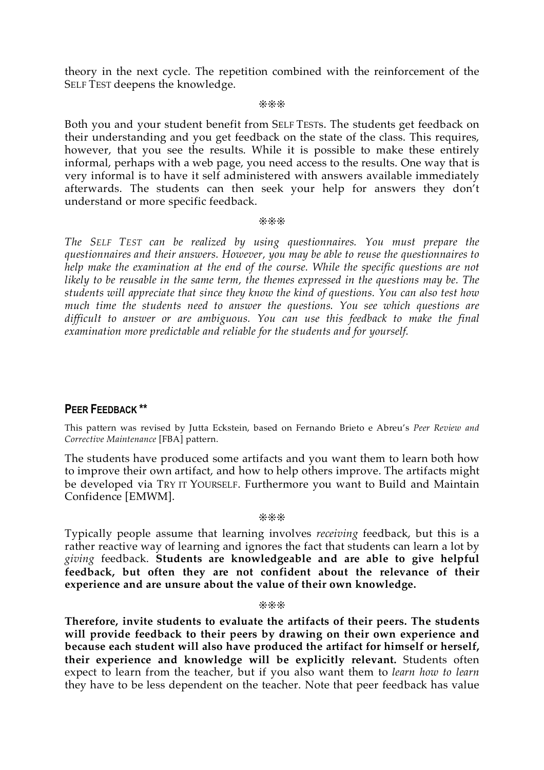theory in the next cycle. The repetition combined with the reinforcement of the SELF TEST deepens the knowledge.

❊❊❊

Both you and your student benefit from SELF TESTs. The students get feedback on their understanding and you get feedback on the state of the class. This requires, however, that you see the results. While it is possible to make these entirely informal, perhaps with a web page, you need access to the results. One way that is very informal is to have it self administered with answers available immediately afterwards. The students can then seek your help for answers they don't understand or more specific feedback.

❊❊❊

*The SELF TEST can be realized by using questionnaires. You must prepare the questionnaires and their answers. However, you may be able to reuse the questionnaires to help make the examination at the end of the course. While the specific questions are not likely to be reusable in the same term, the themes expressed in the questions may be. The students will appreciate that since they know the kind of questions. You can also test how much time the students need to answer the questions. You see which questions are difficult to answer or are ambiguous. You can use this feedback to make the final examination more predictable and reliable for the students and for yourself.*

## PEER FEEDBACK **

This pattern was revised by Jutta Eckstein, based on Fernando Brieto e Abreu's *Peer Review and Corrective Maintenance* [FBA] pattern.

The students have produced some artifacts and you want them to learn both how to improve their own artifact, and how to help others improve. The artifacts might be developed via TRY IT YOURSELF. Furthermore you want to Build and Maintain Confidence [EMWM].

❊❊❊

Typically people assume that learning involves *receiving* feedback, but this is a rather reactive way of learning and ignores the fact that students can learn a lot by *giving* feedback. **Students are knowledgeable and are able to give helpful feedback, but often they are not confident about the relevance of their experience and are unsure about the value of their own knowledge.**

❊❊❊

**Therefore, invite students to evaluate the artifacts of their peers. The students will provide feedback to their peers by drawing on their own experience and because each student will also have produced the artifact for himself or herself, their experience and knowledge will be explicitly relevant.** Students often expect to learn from the teacher, but if you also want them to *learn how to learn* they have to be less dependent on the teacher. Note that peer feedback has value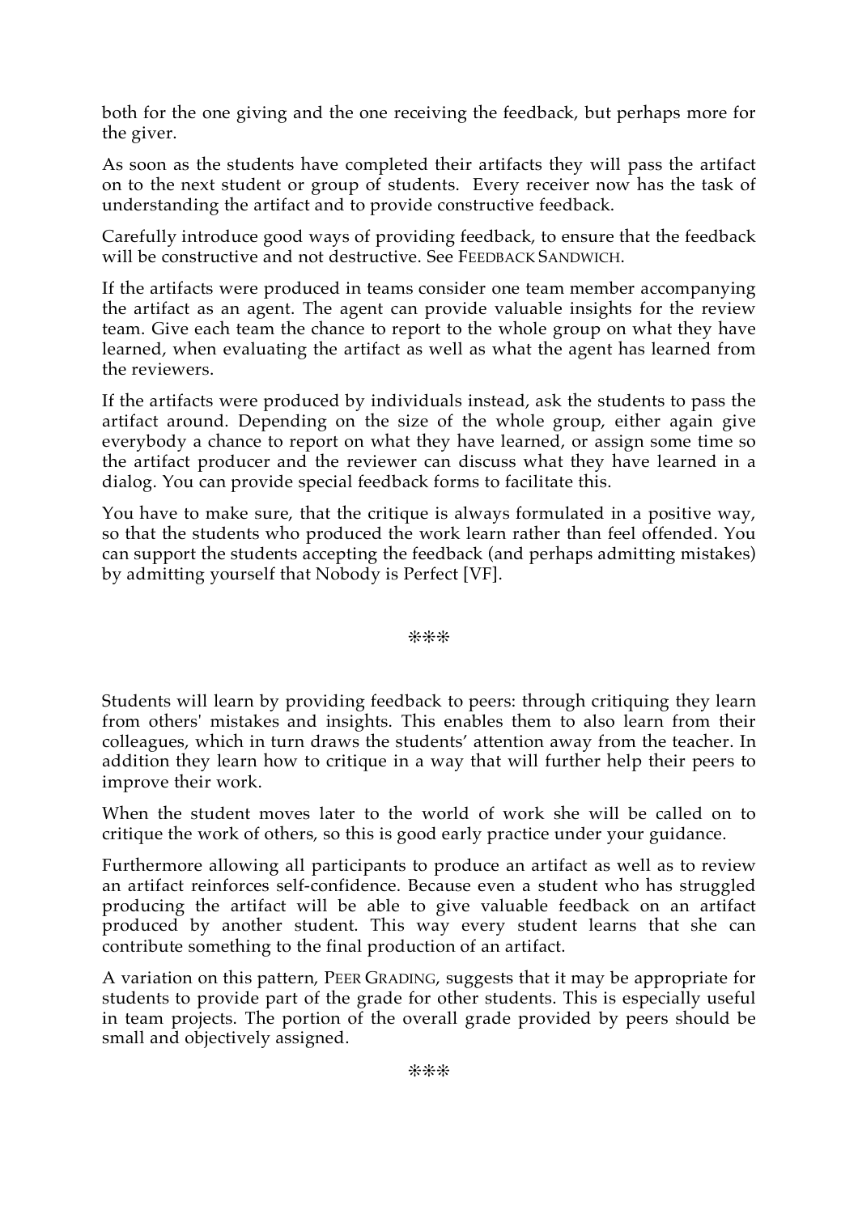both for the one giving and the one receiving the feedback, but perhaps more for the giver.

As soon as the students have completed their artifacts they will pass the artifact on to the next student or group of students. Every receiver now has the task of understanding the artifact and to provide constructive feedback.

Carefully introduce good ways of providing feedback, to ensure that the feedback will be constructive and not destructive. See FEEDBACK SANDWICH.

If the artifacts were produced in teams consider one team member accompanying the artifact as an agent. The agent can provide valuable insights for the review team. Give each team the chance to report to the whole group on what they have learned, when evaluating the artifact as well as what the agent has learned from the reviewers.

If the artifacts were produced by individuals instead, ask the students to pass the artifact around. Depending on the size of the whole group, either again give everybody a chance to report on what they have learned, or assign some time so the artifact producer and the reviewer can discuss what they have learned in a dialog. You can provide special feedback forms to facilitate this.

You have to make sure, that the critique is always formulated in a positive way, so that the students who produced the work learn rather than feel offended. You can support the students accepting the feedback (and perhaps admitting mistakes) by admitting yourself that Nobody is Perfect [VF].

❊❊❊

Students will learn by providing feedback to peers: through critiquing they learn from others' mistakes and insights. This enables them to also learn from their colleagues, which in turn draws the students' attention away from the teacher. In addition they learn how to critique in a way that will further help their peers to improve their work.

When the student moves later to the world of work she will be called on to critique the work of others, so this is good early practice under your guidance.

Furthermore allowing all participants to produce an artifact as well as to review an artifact reinforces self-confidence. Because even a student who has struggled producing the artifact will be able to give valuable feedback on an artifact produced by another student. This way every student learns that she can contribute something to the final production of an artifact.

A variation on this pattern, PEER GRADING, suggests that it may be appropriate for students to provide part of the grade for other students. This is especially useful in team projects. The portion of the overall grade provided by peers should be small and objectively assigned.

❊❊❊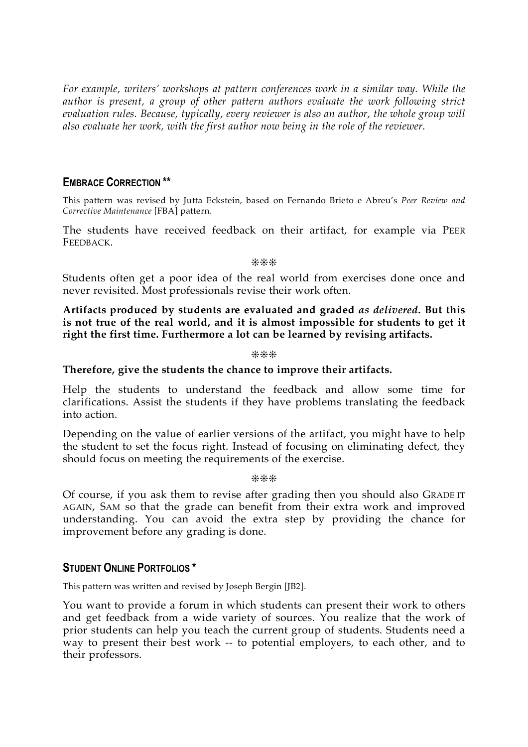*For example, writers' workshops at pattern conferences work in a similar way. While the author is present, a group of other pattern authors evaluate the work following strict evaluation rules. Because, typically, every reviewer is also an author, the whole group will also evaluate her work, with the first author now being in the role of the reviewer.*

## EMBRACE CORRECTION **

This pattern was revised by Jutta Eckstein, based on Fernando Brieto e Abreu's *Peer Review and Corrective Maintenance* [FBA] pattern.

The students have received feedback on their artifact, for example via PEER FEEDBACK.

❊❊❊

Students often get a poor idea of the real world from exercises done once and never revisited. Most professionals revise their work often.

**Artifacts produced by students are evaluated and graded *as delivered*. But this is not true of the real world, and it is almost impossible for students to get it right the first time. Furthermore a lot can be learned by revising artifacts.**

❊❊❊

**Therefore, give the students the chance to improve their artifacts.**

Help the students to understand the feedback and allow some time for clarifications. Assist the students if they have problems translating the feedback into action.

Depending on the value of earlier versions of the artifact, you might have to help the student to set the focus right. Instead of focusing on eliminating defect, they should focus on meeting the requirements of the exercise.

❊❊❊

Of course, if you ask them to revise after grading then you should also GRADE IT AGAIN, SAM so that the grade can benefit from their extra work and improved understanding. You can avoid the extra step by providing the chance for improvement before any grading is done.

## STUDENT ONLINE PORTFOLIOS *

This pattern was written and revised by Joseph Bergin [JB2].

You want to provide a forum in which students can present their work to others and get feedback from a wide variety of sources. You realize that the work of prior students can help you teach the current group of students. Students need a way to present their best work -- to potential employers, to each other, and to their professors.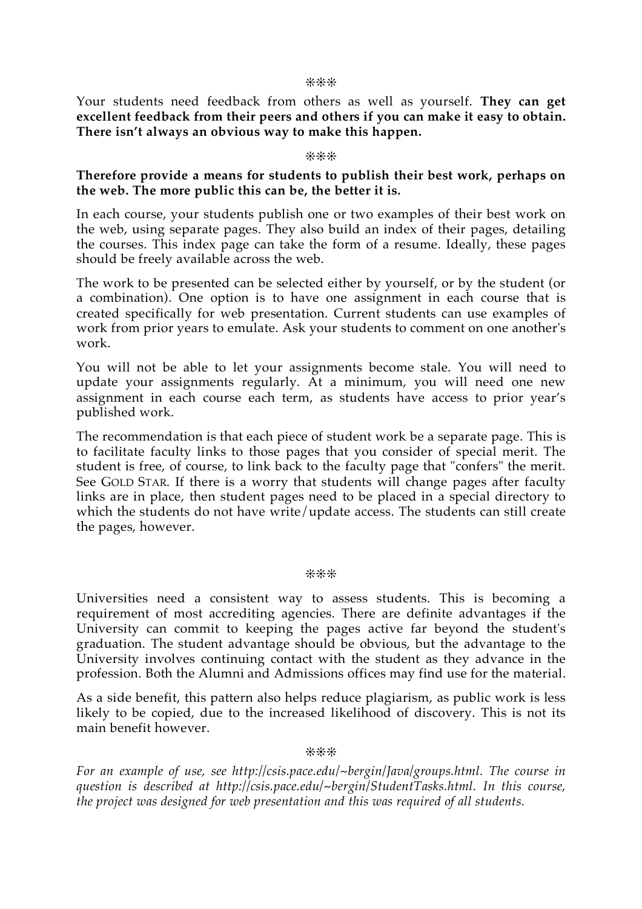❊❊❊

Your students need feedback from others as well as yourself. **They can get excellent feedback from their peers and others if you can make it easy to obtain. There isn't always an obvious way to make this happen.**

❊❊❊

**Therefore provide a means for students to publish their best work, perhaps on the web. The more public this can be, the better it is.**

In each course, your students publish one or two examples of their best work on the web, using separate pages. They also build an index of their pages, detailing the courses. This index page can take the form of a resume. Ideally, these pages should be freely available across the web.

The work to be presented can be selected either by yourself, or by the student (or a combination). One option is to have one assignment in each course that is created specifically for web presentation. Current students can use examples of work from prior years to emulate. Ask your students to comment on one another's work.

You will not be able to let your assignments become stale. You will need to update your assignments regularly. At a minimum, you will need one new assignment in each course each term, as students have access to prior year's published work.

The recommendation is that each piece of student work be a separate page. This is to facilitate faculty links to those pages that you consider of special merit. The student is free, of course, to link back to the faculty page that "confers" the merit. See GOLD STAR. If there is a worry that students will change pages after faculty links are in place, then student pages need to be placed in a special directory to which the students do not have write/update access. The students can still create the pages, however.

❊❊❊

Universities need a consistent way to assess students. This is becoming a requirement of most accrediting agencies. There are definite advantages if the University can commit to keeping the pages active far beyond the student's graduation. The student advantage should be obvious, but the advantage to the University involves continuing contact with the student as they advance in the profession. Both the Alumni and Admissions offices may find use for the material.

As a side benefit, this pattern also helps reduce plagiarism, as public work is less likely to be copied, due to the increased likelihood of discovery. This is not its main benefit however.

❊❊❊

*For an example of use, see http://csis.pace.edu/~bergin/Java/groups.html. The course in question is described at http://csis.pace.edu/~bergin/StudentTasks.html. In this course, the project was designed for web presentation and this was required of all students.*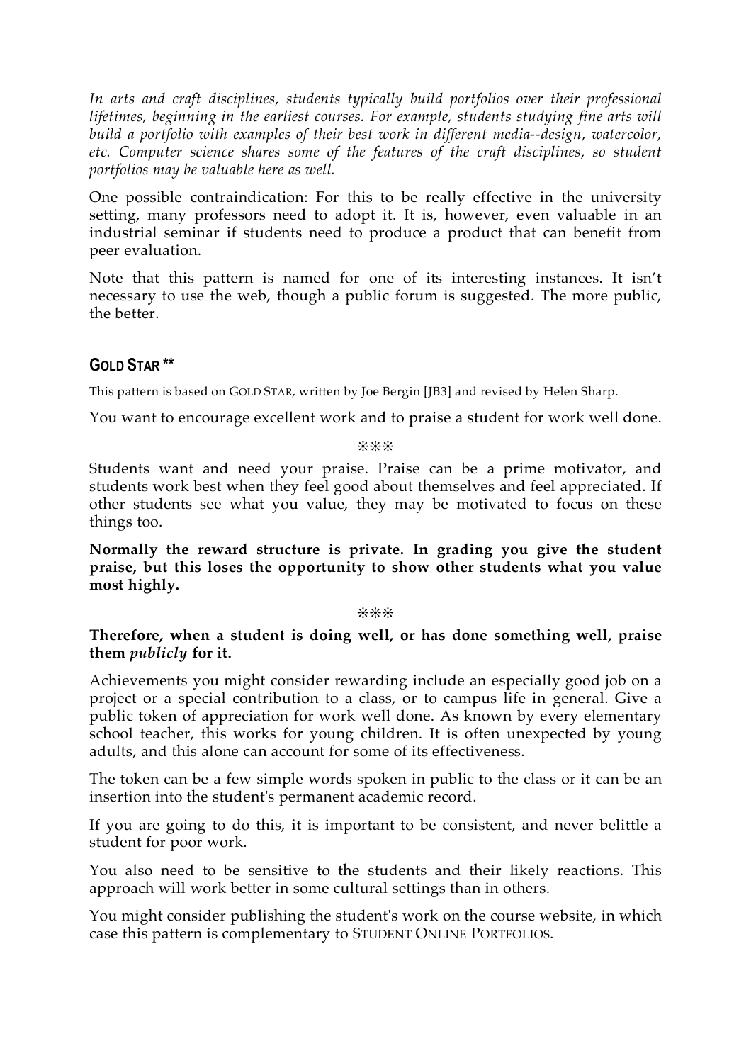*In arts and craft disciplines, students typically build portfolios over their professional lifetimes, beginning in the earliest courses. For example, students studying fine arts will build a portfolio with examples of their best work in different media--design, watercolor, etc. Computer science shares some of the features of the craft disciplines, so student portfolios may be valuable here as well.*

One possible contraindication: For this to be really effective in the university setting, many professors need to adopt it. It is, however, even valuable in an industrial seminar if students need to produce a product that can benefit from peer evaluation.

Note that this pattern is named for one of its interesting instances. It isn't necessary to use the web, though a public forum is suggested. The more public, the better.

## GOLD STAR **

This pattern is based on GOLD STAR, written by Joe Bergin [JB3] and revised by Helen Sharp.

You want to encourage excellent work and to praise a student for work well done.

❊❊❊

Students want and need your praise. Praise can be a prime motivator, and students work best when they feel good about themselves and feel appreciated. If other students see what you value, they may be motivated to focus on these things too.

**Normally the reward structure is private. In grading you give the student praise, but this loses the opportunity to show other students what you value most highly.**

❊❊❊

**Therefore, when a student is doing well, or has done something well, praise them *publicly* for it.**

Achievements you might consider rewarding include an especially good job on a project or a special contribution to a class, or to campus life in general. Give a public token of appreciation for work well done. As known by every elementary school teacher, this works for young children. It is often unexpected by young adults, and this alone can account for some of its effectiveness.

The token can be a few simple words spoken in public to the class or it can be an insertion into the student's permanent academic record.

If you are going to do this, it is important to be consistent, and never belittle a student for poor work.

You also need to be sensitive to the students and their likely reactions. This approach will work better in some cultural settings than in others.

You might consider publishing the student's work on the course website, in which case this pattern is complementary to STUDENT ONLINE PORTFOLIOS.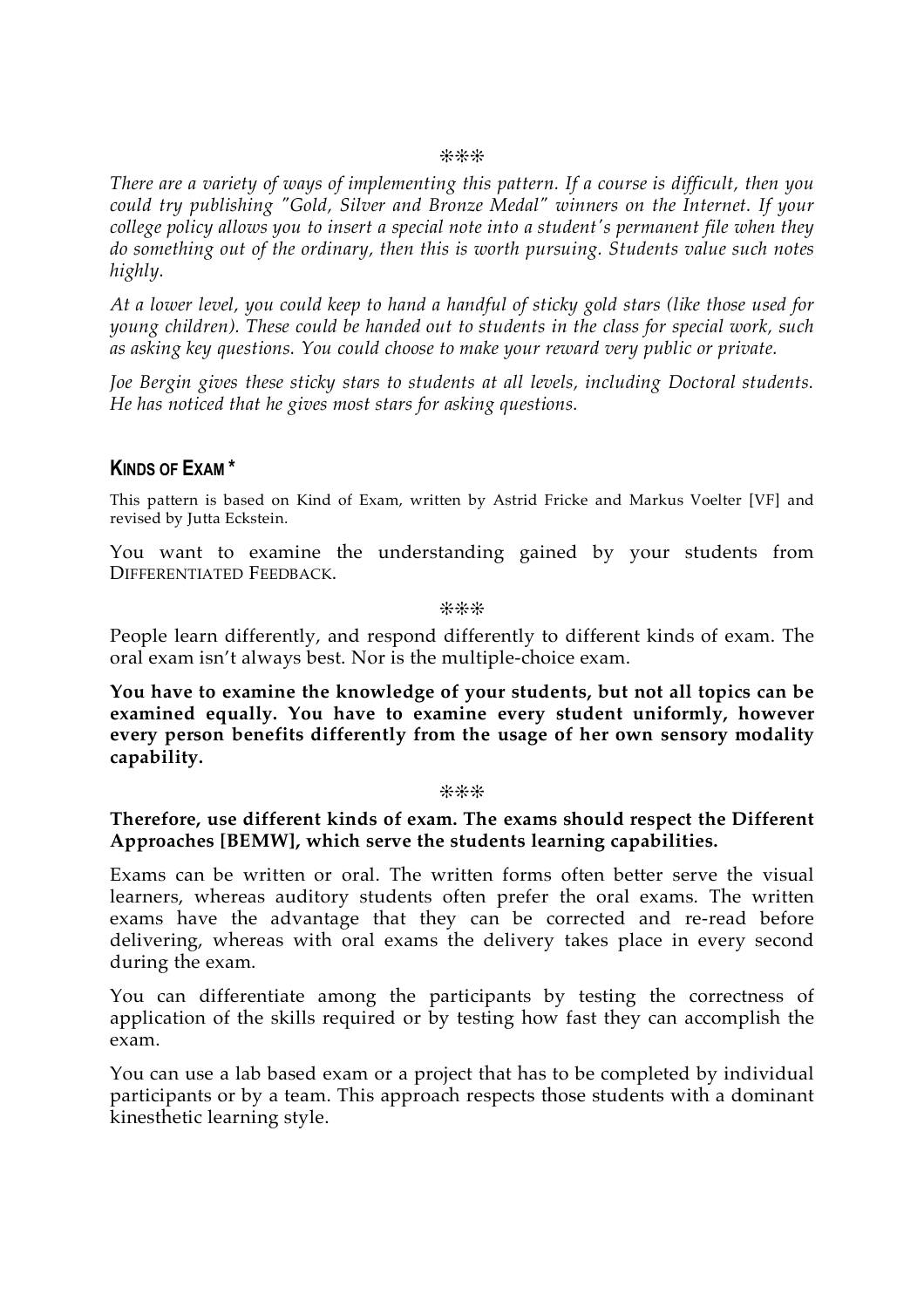❊❊❊

*There are a variety of ways of implementing this pattern. If a course is difficult, then you could try publishing "Gold, Silver and Bronze Medal" winners on the Internet. If your college policy allows you to insert a special note into a student's permanent file when they do something out of the ordinary, then this is worth pursuing. Students value such notes highly.*

*At a lower level, you could keep to hand a handful of sticky gold stars (like those used for young children). These could be handed out to students in the class for special work, such as asking key questions. You could choose to make your reward very public or private.*

*Joe Bergin gives these sticky stars to students at all levels, including Doctoral students. He has noticed that he gives most stars for asking questions.*

## KINDS OF EXAM *

This pattern is based on Kind of Exam, written by Astrid Fricke and Markus Voelter [VF] and revised by Jutta Eckstein.

You want to examine the understanding gained by your students from DIFFERENTIATED FEEDBACK.

❊❊❊

People learn differently, and respond differently to different kinds of exam. The oral exam isn't always best. Nor is the multiple-choice exam.

**You have to examine the knowledge of your students, but not all topics can be examined equally. You have to examine every student uniformly, however every person benefits differently from the usage of her own sensory modality capability.**

❊❊❊

**Therefore, use different kinds of exam. The exams should respect the Different Approaches [BEMW], which serve the students learning capabilities.**

Exams can be written or oral. The written forms often better serve the visual learners, whereas auditory students often prefer the oral exams. The written exams have the advantage that they can be corrected and re-read before delivering, whereas with oral exams the delivery takes place in every second during the exam.

You can differentiate among the participants by testing the correctness of application of the skills required or by testing how fast they can accomplish the exam.

You can use a lab based exam or a project that has to be completed by individual participants or by a team. This approach respects those students with a dominant kinesthetic learning style.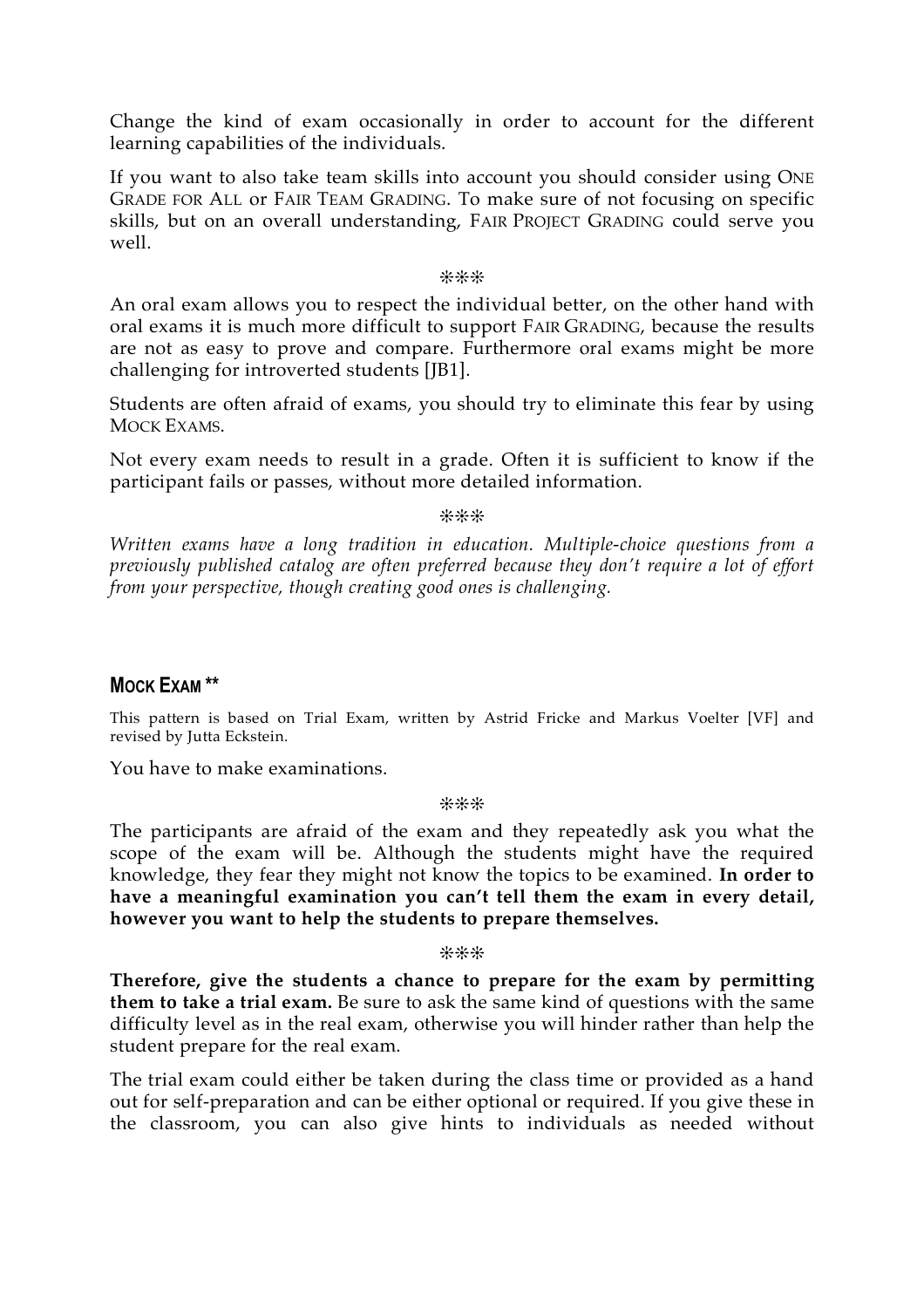Change the kind of exam occasionally in order to account for the different learning capabilities of the individuals.

If you want to also take team skills into account you should consider using ONE GRADE FOR ALL or FAIR TEAM GRADING. To make sure of not focusing on specific skills, but on an overall understanding, FAIR PROJECT GRADING could serve you well.

❋❋❋

An oral exam allows you to respect the individual better, on the other hand with oral exams it is much more difficult to support FAIR GRADING, because the results are not as easy to prove and compare. Furthermore oral exams might be more challenging for introverted students [JB1].

Students are often afraid of exams, you should try to eliminate this fear by using MOCK EXAMS.

Not every exam needs to result in a grade. Often it is sufficient to know if the participant fails or passes, without more detailed information.

❋❋❋

*Written exams have a long tradition in education. Multiple-choice questions from a previously published catalog are often preferred because they don't require a lot of effort from your perspective, though creating good ones is challenging.*

## MOCK EXAM **

This pattern is based on Trial Exam, written by Astrid Fricke and Markus Voelter [VF] and revised by Jutta Eckstein.

You have to make examinations.

❋❋❋

The participants are afraid of the exam and they repeatedly ask you what the scope of the exam will be. Although the students might have the required knowledge, they fear they might not know the topics to be examined. **In order to have a meaningful examination you can't tell them the exam in every detail, however you want to help the students to prepare themselves.**

❋❋❋

**Therefore, give the students a chance to prepare for the exam by permitting them to take a trial exam.** Be sure to ask the same kind of questions with the same difficulty level as in the real exam, otherwise you will hinder rather than help the student prepare for the real exam.

The trial exam could either be taken during the class time or provided as a hand out for self-preparation and can be either optional or required. If you give these in the classroom, you can also give hints to individuals as needed without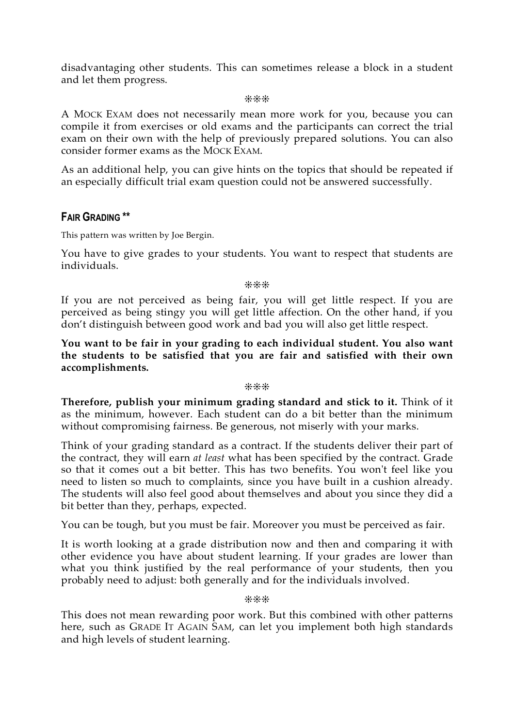disadvantaging other students. This can sometimes release a block in a student and let them progress.

❊❊❊

A MOCK EXAM does not necessarily mean more work for you, because you can compile it from exercises or old exams and the participants can correct the trial exam on their own with the help of previously prepared solutions. You can also consider former exams as the MOCK EXAM.

As an additional help, you can give hints on the topics that should be repeated if an especially difficult trial exam question could not be answered successfully.

### FAIR GRADING **

This pattern was written by Joe Bergin.

You have to give grades to your students. You want to respect that students are individuals.

❊❊❊

If you are not perceived as being fair, you will get little respect. If you are perceived as being stingy you will get little affection. On the other hand, if you don't distinguish between good work and bad you will also get little respect.

**You want to be fair in your grading to each individual student. You also want the students to be satisfied that you are fair and satisfied with their own accomplishments.**

❊❊❊

**Therefore, publish your minimum grading standard and stick to it.** Think of it as the minimum, however. Each student can do a bit better than the minimum without compromising fairness. Be generous, not miserly with your marks.

Think of your grading standard as a contract. If the students deliver their part of the contract, they will earn *at least* what has been specified by the contract. Grade so that it comes out a bit better. This has two benefits. You won't feel like you need to listen so much to complaints, since you have built in a cushion already. The students will also feel good about themselves and about you since they did a bit better than they, perhaps, expected.

You can be tough, but you must be fair. Moreover you must be perceived as fair.

It is worth looking at a grade distribution now and then and comparing it with other evidence you have about student learning. If your grades are lower than what you think justified by the real performance of your students, then you probably need to adjust: both generally and for the individuals involved.

❊❊❊

This does not mean rewarding poor work. But this combined with other patterns here, such as GRADE IT AGAIN SAM, can let you implement both high standards and high levels of student learning.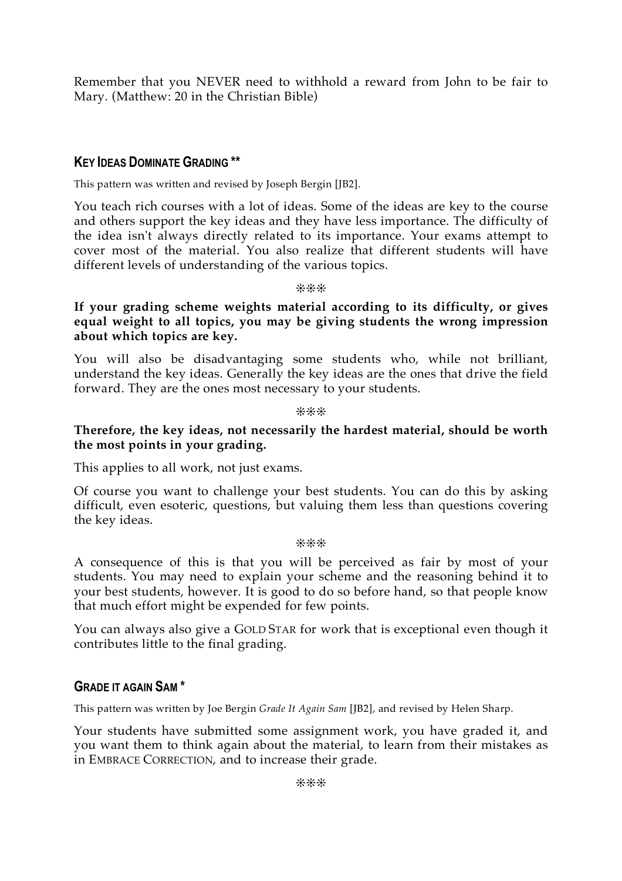Remember that you NEVER need to withhold a reward from John to be fair to Mary. (Matthew: 20 in the Christian Bible)

### KEY IDEAS DOMINATE GRADING **

This pattern was written and revised by Joseph Bergin [JB2].

You teach rich courses with a lot of ideas. Some of the ideas are key to the course and others support the key ideas and they have less importance. The difficulty of the idea isn't always directly related to its importance. Your exams attempt to cover most of the material. You also realize that different students will have different levels of understanding of the various topics.

❊❊❊

**If your grading scheme weights material according to its difficulty, or gives equal weight to all topics, you may be giving students the wrong impression about which topics are key.**

You will also be disadvantaging some students who, while not brilliant, understand the key ideas. Generally the key ideas are the ones that drive the field forward. They are the ones most necessary to your students.

❊❊❊

**Therefore, the key ideas, not necessarily the hardest material, should be worth the most points in your grading.**

This applies to all work, not just exams.

Of course you want to challenge your best students. You can do this by asking difficult, even esoteric, questions, but valuing them less than questions covering the key ideas.

❊❊❊

A consequence of this is that you will be perceived as fair by most of your students. You may need to explain your scheme and the reasoning behind it to your best students, however. It is good to do so before hand, so that people know that much effort might be expended for few points.

You can always also give a GOLD STAR for work that is exceptional even though it contributes little to the final grading.

### GRADE IT AGAIN SAM *

This pattern was written by Joe Bergin *Grade It Again Sam* [JB2], and revised by Helen Sharp.

Your students have submitted some assignment work, you have graded it, and you want them to think again about the material, to learn from their mistakes as in EMBRACE CORRECTION, and to increase their grade.

❊❊❊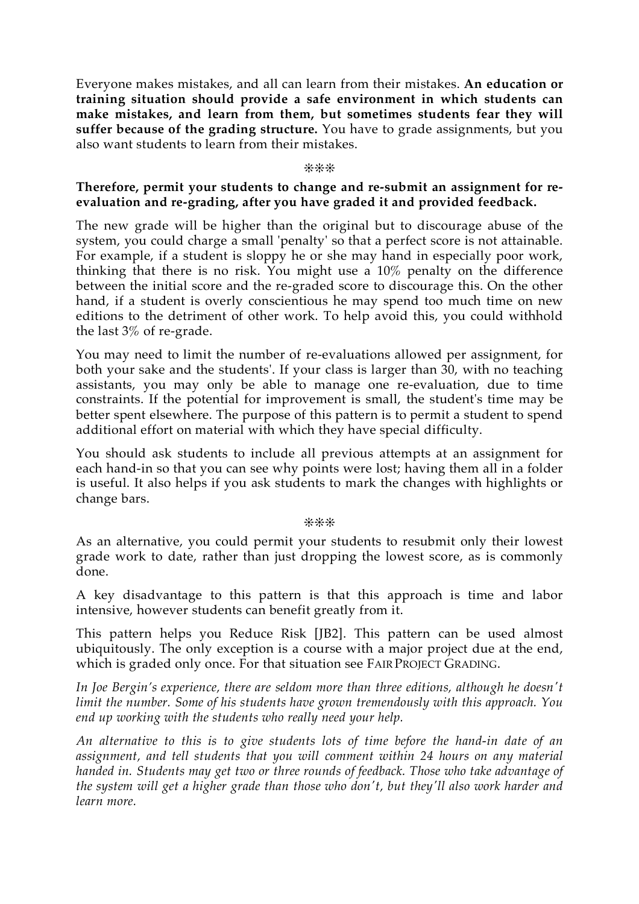Everyone makes mistakes, and all can learn from their mistakes. **An education or training situation should provide a safe environment in which students can make mistakes, and learn from them, but sometimes students fear they will suffer because of the grading structure.** You have to grade assignments, but you also want students to learn from their mistakes.

❋❋❋

**Therefore, permit your students to change and re-submit an assignment for re-evaluation and re-grading, after you have graded it and provided feedback.**

The new grade will be higher than the original but to discourage abuse of the system, you could charge a small 'penalty' so that a perfect score is not attainable. For example, if a student is sloppy he or she may hand in especially poor work, thinking that there is no risk. You might use a 10% penalty on the difference between the initial score and the re-graded score to discourage this. On the other hand, if a student is overly conscientious he may spend too much time on new editions to the detriment of other work. To help avoid this, you could withhold the last 3% of re-grade.

You may need to limit the number of re-evaluations allowed per assignment, for both your sake and the students'. If your class is larger than 30, with no teaching assistants, you may only be able to manage one re-evaluation, due to time constraints. If the potential for improvement is small, the student's time may be better spent elsewhere. The purpose of this pattern is to permit a student to spend additional effort on material with which they have special difficulty.

You should ask students to include all previous attempts at an assignment for each hand-in so that you can see why points were lost; having them all in a folder is useful. It also helps if you ask students to mark the changes with highlights or change bars.

❋❋❋

As an alternative, you could permit your students to resubmit only their lowest grade work to date, rather than just dropping the lowest score, as is commonly done.

A key disadvantage to this pattern is that this approach is time and labor intensive, however students can benefit greatly from it.

This pattern helps you Reduce Risk [JB2]. This pattern can be used almost ubiquitously. The only exception is a course with a major project due at the end, which is graded only once. For that situation see FAIR PROJECT GRADING.

*In Joe Bergin's experience, there are seldom more than three editions, although he doesn't limit the number. Some of his students have grown tremendously with this approach. You end up working with the students who really need your help.*

*An alternative to this is to give students lots of time before the hand-in date of an assignment, and tell students that you will comment within 24 hours on any material handed in. Students may get two or three rounds of feedback. Those who take advantage of the system will get a higher grade than those who don't, but they'll also work harder and learn more.*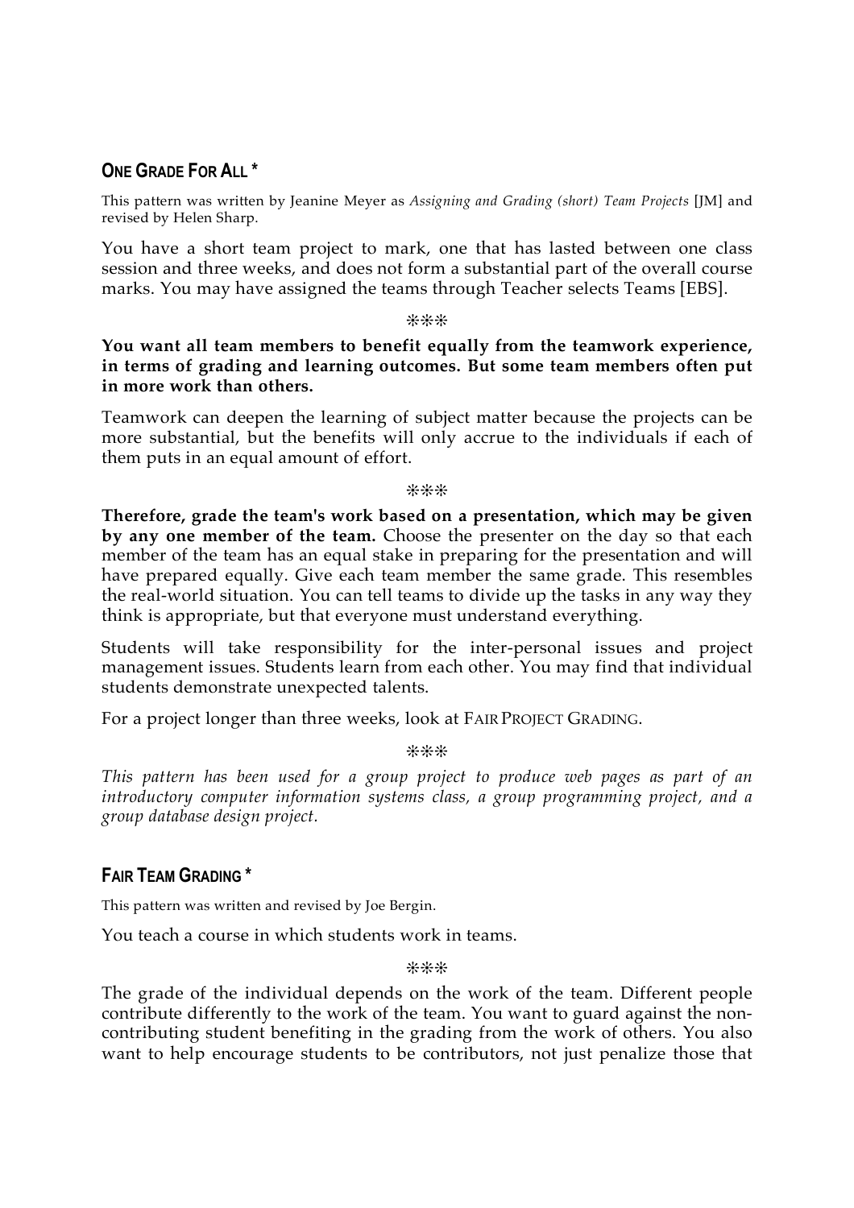## ONE GRADE FOR ALL *

This pattern was written by Jeanine Meyer as *Assigning and Grading (short) Team Projects* [JM] and revised by Helen Sharp.

You have a short team project to mark, one that has lasted between one class session and three weeks, and does not form a substantial part of the overall course marks. You may have assigned the teams through Teacher selects Teams [EBS].

❋❋❋

**You want all team members to benefit equally from the teamwork experience, in terms of grading and learning outcomes. But some team members often put in more work than others.**

Teamwork can deepen the learning of subject matter because the projects can be more substantial, but the benefits will only accrue to the individuals if each of them puts in an equal amount of effort.

❋❋❋

**Therefore, grade the team's work based on a presentation, which may be given by any one member of the team.** Choose the presenter on the day so that each member of the team has an equal stake in preparing for the presentation and will have prepared equally. Give each team member the same grade. This resembles the real-world situation. You can tell teams to divide up the tasks in any way they think is appropriate, but that everyone must understand everything.

Students will take responsibility for the inter-personal issues and project management issues. Students learn from each other. You may find that individual students demonstrate unexpected talents.

For a project longer than three weeks, look at FAIR PROJECT GRADING.

❋❋❋

*This pattern has been used for a group project to produce web pages as part of an introductory computer information systems class, a group programming project, and a group database design project.*

## FAIR TEAM GRADING *

This pattern was written and revised by Joe Bergin.

You teach a course in which students work in teams.

❋❋❋

The grade of the individual depends on the work of the team. Different people contribute differently to the work of the team. You want to guard against the non-contributing student benefiting in the grading from the work of others. You also want to help encourage students to be contributors, not just penalize those that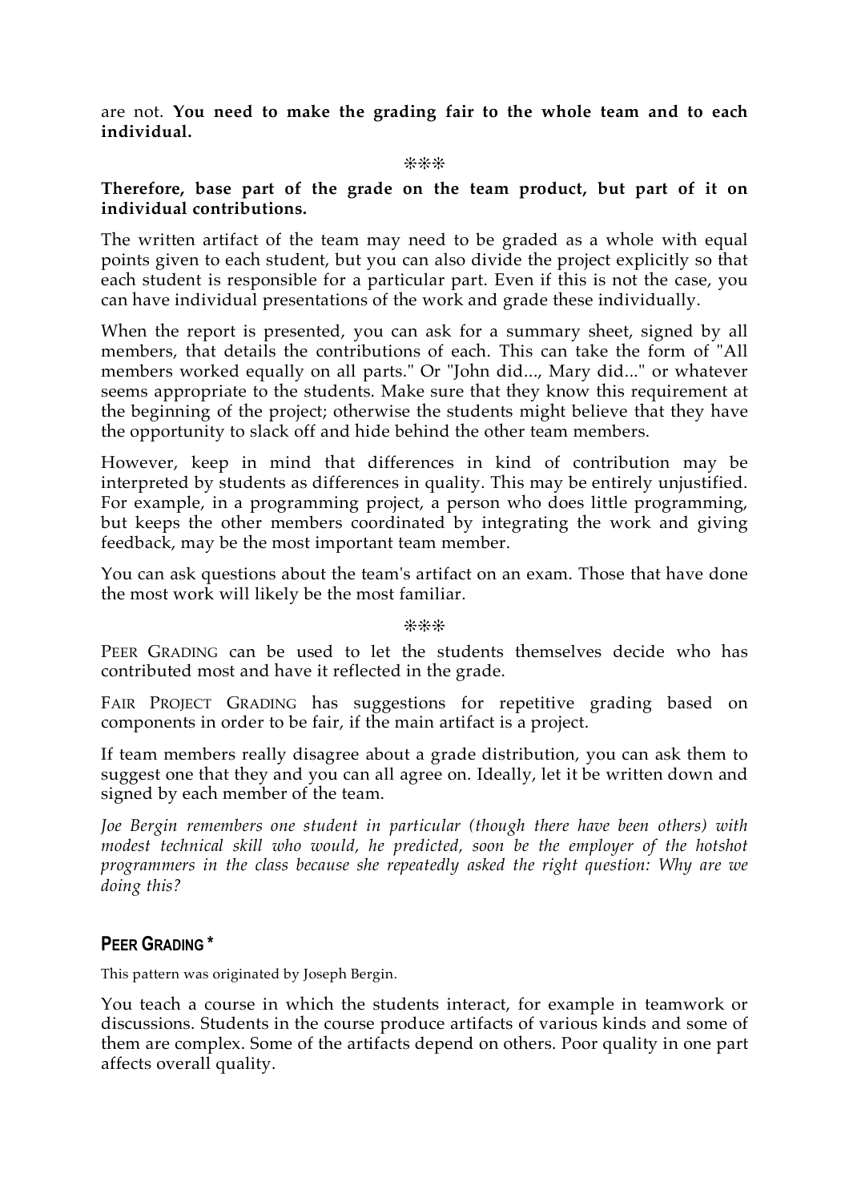are not. **You need to make the grading fair to the whole team and to each individual.**

❊❊❊

**Therefore, base part of the grade on the team product, but part of it on individual contributions.**

The written artifact of the team may need to be graded as a whole with equal points given to each student, but you can also divide the project explicitly so that each student is responsible for a particular part. Even if this is not the case, you can have individual presentations of the work and grade these individually.

When the report is presented, you can ask for a summary sheet, signed by all members, that details the contributions of each. This can take the form of "All members worked equally on all parts." Or "John did..., Mary did..." or whatever seems appropriate to the students. Make sure that they know this requirement at the beginning of the project; otherwise the students might believe that they have the opportunity to slack off and hide behind the other team members.

However, keep in mind that differences in kind of contribution may be interpreted by students as differences in quality. This may be entirely unjustified. For example, in a programming project, a person who does little programming, but keeps the other members coordinated by integrating the work and giving feedback, may be the most important team member.

You can ask questions about the team's artifact on an exam. Those that have done the most work will likely be the most familiar.

❊❊❊

PEER GRADING can be used to let the students themselves decide who has contributed most and have it reflected in the grade.

FAIR PROJECT GRADING has suggestions for repetitive grading based on components in order to be fair, if the main artifact is a project.

If team members really disagree about a grade distribution, you can ask them to suggest one that they and you can all agree on. Ideally, let it be written down and signed by each member of the team.

*Joe Bergin remembers one student in particular (though there have been others) with modest technical skill who would, he predicted, soon be the employer of the hotshot programmers in the class because she repeatedly asked the right question: Why are we doing this?*

## PEER GRADING *

This pattern was originated by Joseph Bergin.

You teach a course in which the students interact, for example in teamwork or discussions. Students in the course produce artifacts of various kinds and some of them are complex. Some of the artifacts depend on others. Poor quality in one part affects overall quality.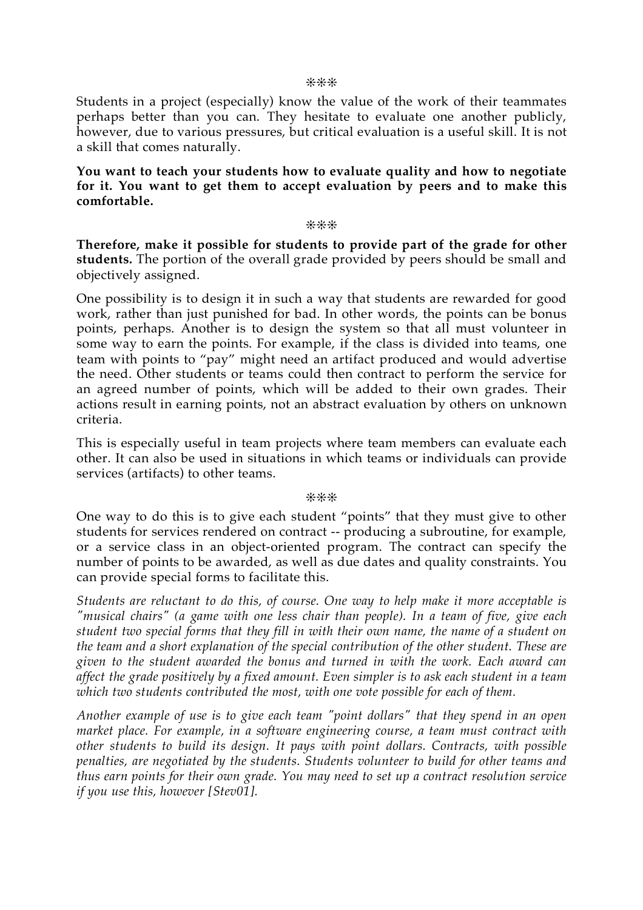❊❊❊

Students in a project (especially) know the value of the work of their teammates perhaps better than you can. They hesitate to evaluate one another publicly, however, due to various pressures, but critical evaluation is a useful skill. It is not a skill that comes naturally.

**You want to teach your students how to evaluate quality and how to negotiate for it. You want to get them to accept evaluation by peers and to make this comfortable.**

❊❊❊

**Therefore, make it possible for students to provide part of the grade for other students.** The portion of the overall grade provided by peers should be small and objectively assigned.

One possibility is to design it in such a way that students are rewarded for good work, rather than just punished for bad. In other words, the points can be bonus points, perhaps. Another is to design the system so that all must volunteer in some way to earn the points. For example, if the class is divided into teams, one team with points to "pay" might need an artifact produced and would advertise the need. Other students or teams could then contract to perform the service for an agreed number of points, which will be added to their own grades. Their actions result in earning points, not an abstract evaluation by others on unknown criteria.

This is especially useful in team projects where team members can evaluate each other. It can also be used in situations in which teams or individuals can provide services (artifacts) to other teams.

❊❊❊

One way to do this is to give each student "points" that they must give to other students for services rendered on contract -- producing a subroutine, for example, or a service class in an object-oriented program. The contract can specify the number of points to be awarded, as well as due dates and quality constraints. You can provide special forms to facilitate this.

*Students are reluctant to do this, of course. One way to help make it more acceptable is "musical chairs" (a game with one less chair than people). In a team of five, give each student two special forms that they fill in with their own name, the name of a student on the team and a short explanation of the special contribution of the other student. These are given to the student awarded the bonus and turned in with the work. Each award can affect the grade positively by a fixed amount. Even simpler is to ask each student in a team which two students contributed the most, with one vote possible for each of them.*

*Another example of use is to give each team "point dollars" that they spend in an open market place. For example, in a software engineering course, a team must contract with other students to build its design. It pays with point dollars. Contracts, with possible penalties, are negotiated by the students. Students volunteer to build for other teams and thus earn points for their own grade. You may need to set up a contract resolution service if you use this, however [Stev01].*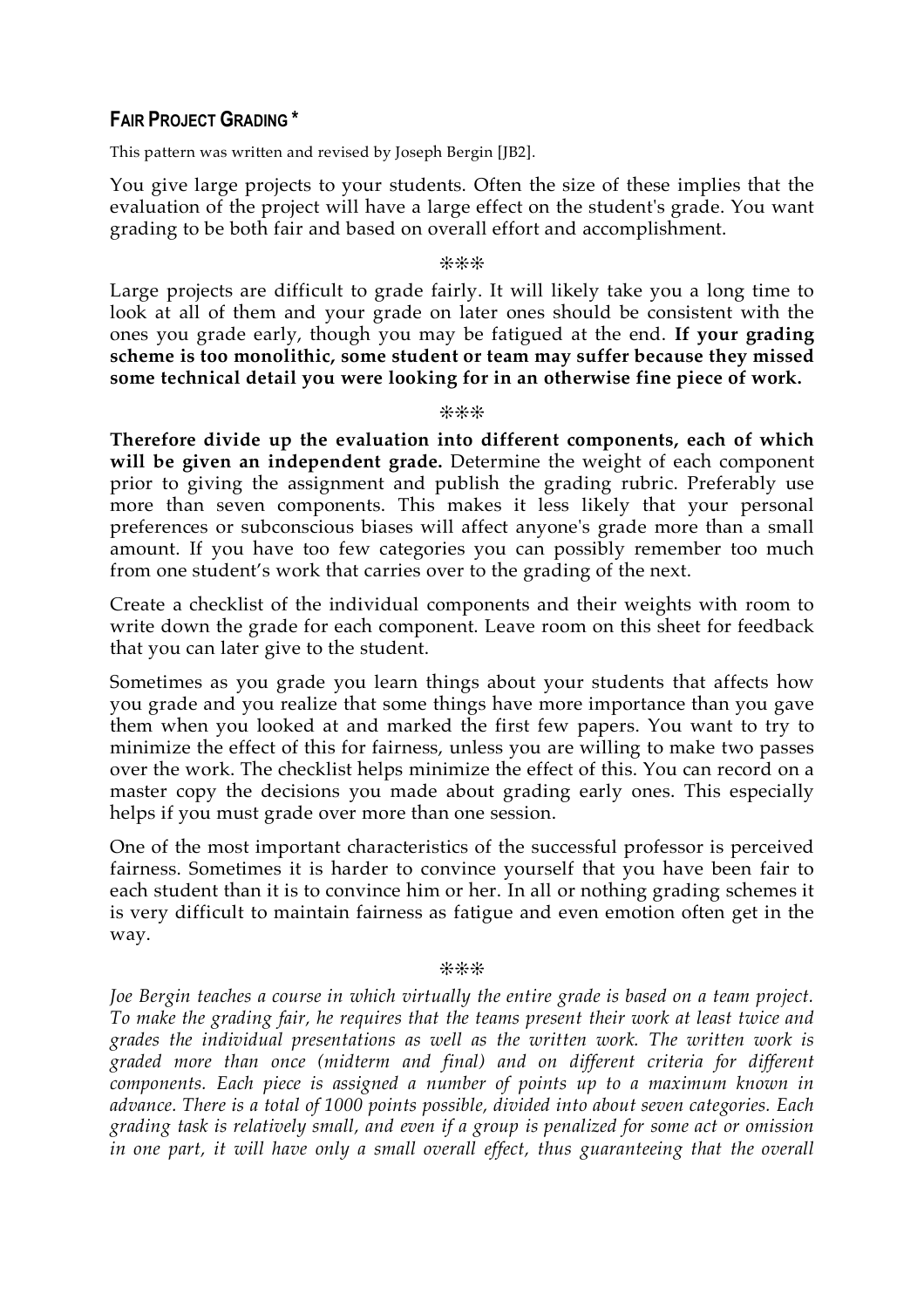### FAIR PROJECT GRADING *

This pattern was written and revised by Joseph Bergin [JB2].

You give large projects to your students. Often the size of these implies that the evaluation of the project will have a large effect on the student's grade. You want grading to be both fair and based on overall effort and accomplishment.

❊❊❊

Large projects are difficult to grade fairly. It will likely take you a long time to look at all of them and your grade on later ones should be consistent with the ones you grade early, though you may be fatigued at the end. **If your grading scheme is too monolithic, some student or team may suffer because they missed some technical detail you were looking for in an otherwise fine piece of work.**

❊❊❊

**Therefore divide up the evaluation into different components, each of which will be given an independent grade.** Determine the weight of each component prior to giving the assignment and publish the grading rubric. Preferably use more than seven components. This makes it less likely that your personal preferences or subconscious biases will affect anyone's grade more than a small amount. If you have too few categories you can possibly remember too much from one student's work that carries over to the grading of the next.

Create a checklist of the individual components and their weights with room to write down the grade for each component. Leave room on this sheet for feedback that you can later give to the student.

Sometimes as you grade you learn things about your students that affects how you grade and you realize that some things have more importance than you gave them when you looked at and marked the first few papers. You want to try to minimize the effect of this for fairness, unless you are willing to make two passes over the work. The checklist helps minimize the effect of this. You can record on a master copy the decisions you made about grading early ones. This especially helps if you must grade over more than one session.

One of the most important characteristics of the successful professor is perceived fairness. Sometimes it is harder to convince yourself that you have been fair to each student than it is to convince him or her. In all or nothing grading schemes it is very difficult to maintain fairness as fatigue and even emotion often get in the way.

❊❊❊

*Joe Bergin teaches a course in which virtually the entire grade is based on a team project. To make the grading fair, he requires that the teams present their work at least twice and grades the individual presentations as well as the written work. The written work is graded more than once (midterm and final) and on different criteria for different components. Each piece is assigned a number of points up to a maximum known in advance. There is a total of 1000 points possible, divided into about seven categories. Each grading task is relatively small, and even if a group is penalized for some act or omission in one part, it will have only a small overall effect, thus guaranteeing that the overall*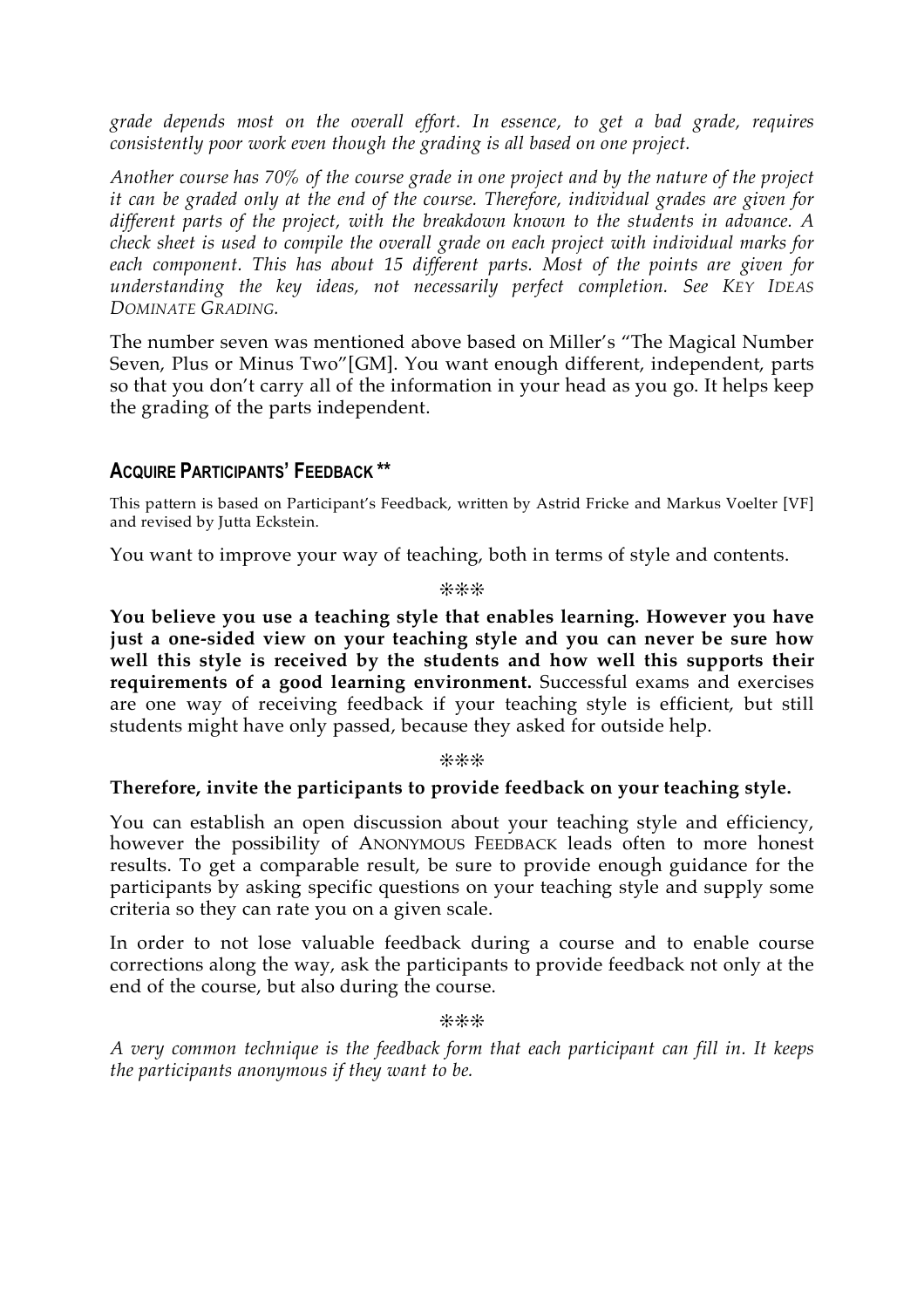*grade depends most on the overall effort. In essence, to get a bad grade, requires consistently poor work even though the grading is all based on one project.*

*Another course has 70% of the course grade in one project and by the nature of the project it can be graded only at the end of the course. Therefore, individual grades are given for different parts of the project, with the breakdown known to the students in advance. A check sheet is used to compile the overall grade on each project with individual marks for each component. This has about 15 different parts. Most of the points are given for understanding the key ideas, not necessarily perfect completion. See KEY IDEAS DOMINATE GRADING.*

The number seven was mentioned above based on Miller's "The Magical Number Seven, Plus or Minus Two"[GM]. You want enough different, independent, parts so that you don't carry all of the information in your head as you go. It helps keep the grading of the parts independent.

### ACQUIRE PARTICIPANTS' FEEDBACK **

This pattern is based on Participant's Feedback, written by Astrid Fricke and Markus Voelter [VF] and revised by Jutta Eckstein.

You want to improve your way of teaching, both in terms of style and contents.

❊❊❊

**You believe you use a teaching style that enables learning. However you have just a one-sided view on your teaching style and you can never be sure how well this style is received by the students and how well this supports their requirements of a good learning environment.** Successful exams and exercises are one way of receiving feedback if your teaching style is efficient, but still students might have only passed, because they asked for outside help.

❊❊❊

**Therefore, invite the participants to provide feedback on your teaching style.**

You can establish an open discussion about your teaching style and efficiency, however the possibility of ANONYMOUS FEEDBACK leads often to more honest results. To get a comparable result, be sure to provide enough guidance for the participants by asking specific questions on your teaching style and supply some criteria so they can rate you on a given scale.

In order to not lose valuable feedback during a course and to enable course corrections along the way, ask the participants to provide feedback not only at the end of the course, but also during the course.

❊❊❊

*A very common technique is the feedback form that each participant can fill in. It keeps the participants anonymous if they want to be.*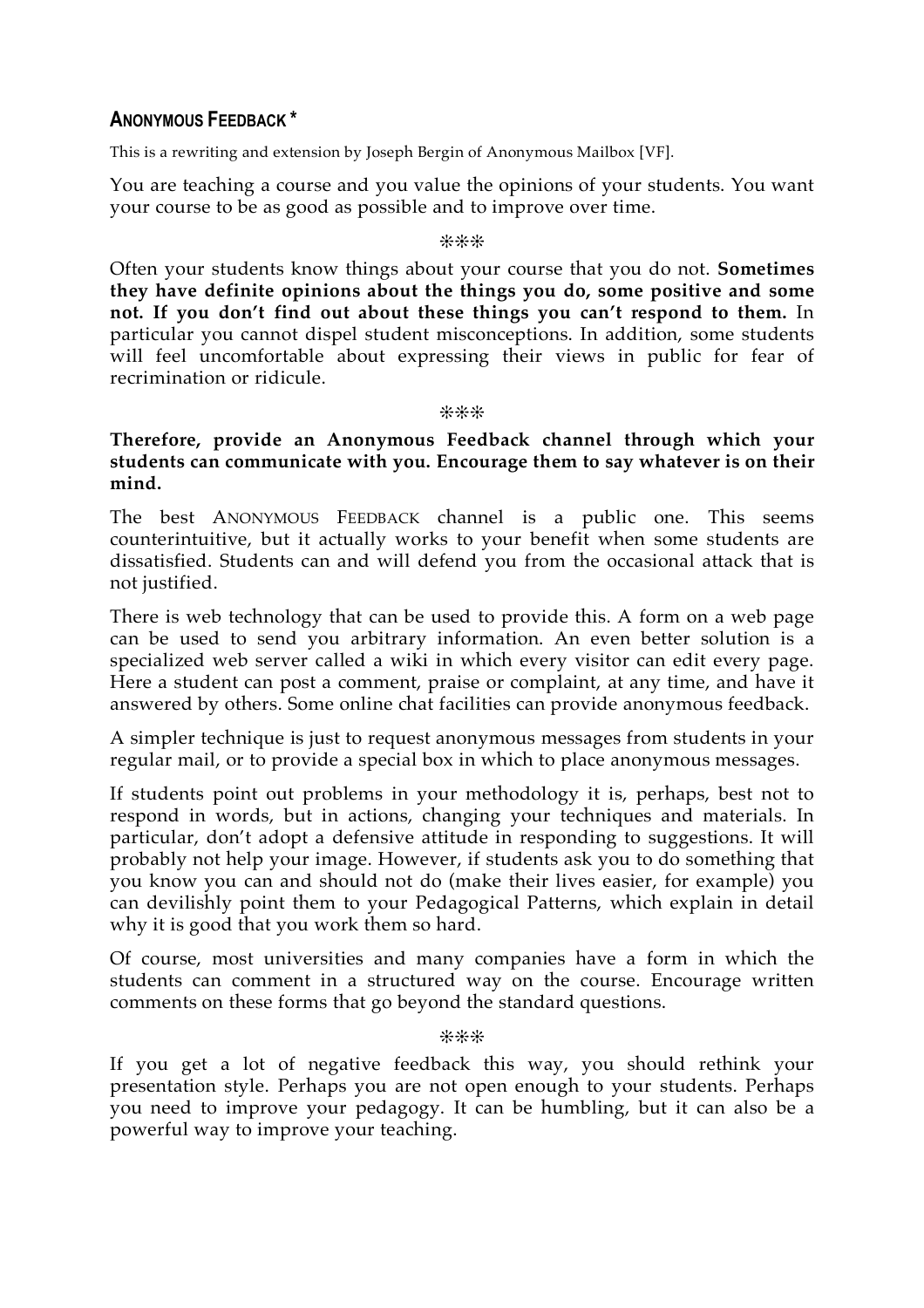## ANONYMOUS FEEDBACK *

This is a rewriting and extension by Joseph Bergin of Anonymous Mailbox [VF].

You are teaching a course and you value the opinions of your students. You want your course to be as good as possible and to improve over time.

❊❊❊

Often your students know things about your course that you do not. **Sometimes they have definite opinions about the things you do, some positive and some not. If you don't find out about these things you can't respond to them.** In particular you cannot dispel student misconceptions. In addition, some students will feel uncomfortable about expressing their views in public for fear of recrimination or ridicule.

❊❊❊

**Therefore, provide an Anonymous Feedback channel through which your students can communicate with you. Encourage them to say whatever is on their mind.**

The best ANONYMOUS FEEDBACK channel is a public one. This seems counterintuitive, but it actually works to your benefit when some students are dissatisfied. Students can and will defend you from the occasional attack that is not justified.

There is web technology that can be used to provide this. A form on a web page can be used to send you arbitrary information. An even better solution is a specialized web server called a wiki in which every visitor can edit every page. Here a student can post a comment, praise or complaint, at any time, and have it answered by others. Some online chat facilities can provide anonymous feedback.

A simpler technique is just to request anonymous messages from students in your regular mail, or to provide a special box in which to place anonymous messages.

If students point out problems in your methodology it is, perhaps, best not to respond in words, but in actions, changing your techniques and materials. In particular, don't adopt a defensive attitude in responding to suggestions. It will probably not help your image. However, if students ask you to do something that you know you can and should not do (make their lives easier, for example) you can devilishly point them to your Pedagogical Patterns, which explain in detail why it is good that you work them so hard.

Of course, most universities and many companies have a form in which the students can comment in a structured way on the course. Encourage written comments on these forms that go beyond the standard questions.

❊❊❊

If you get a lot of negative feedback this way, you should rethink your presentation style. Perhaps you are not open enough to your students. Perhaps you need to improve your pedagogy. It can be humbling, but it can also be a powerful way to improve your teaching.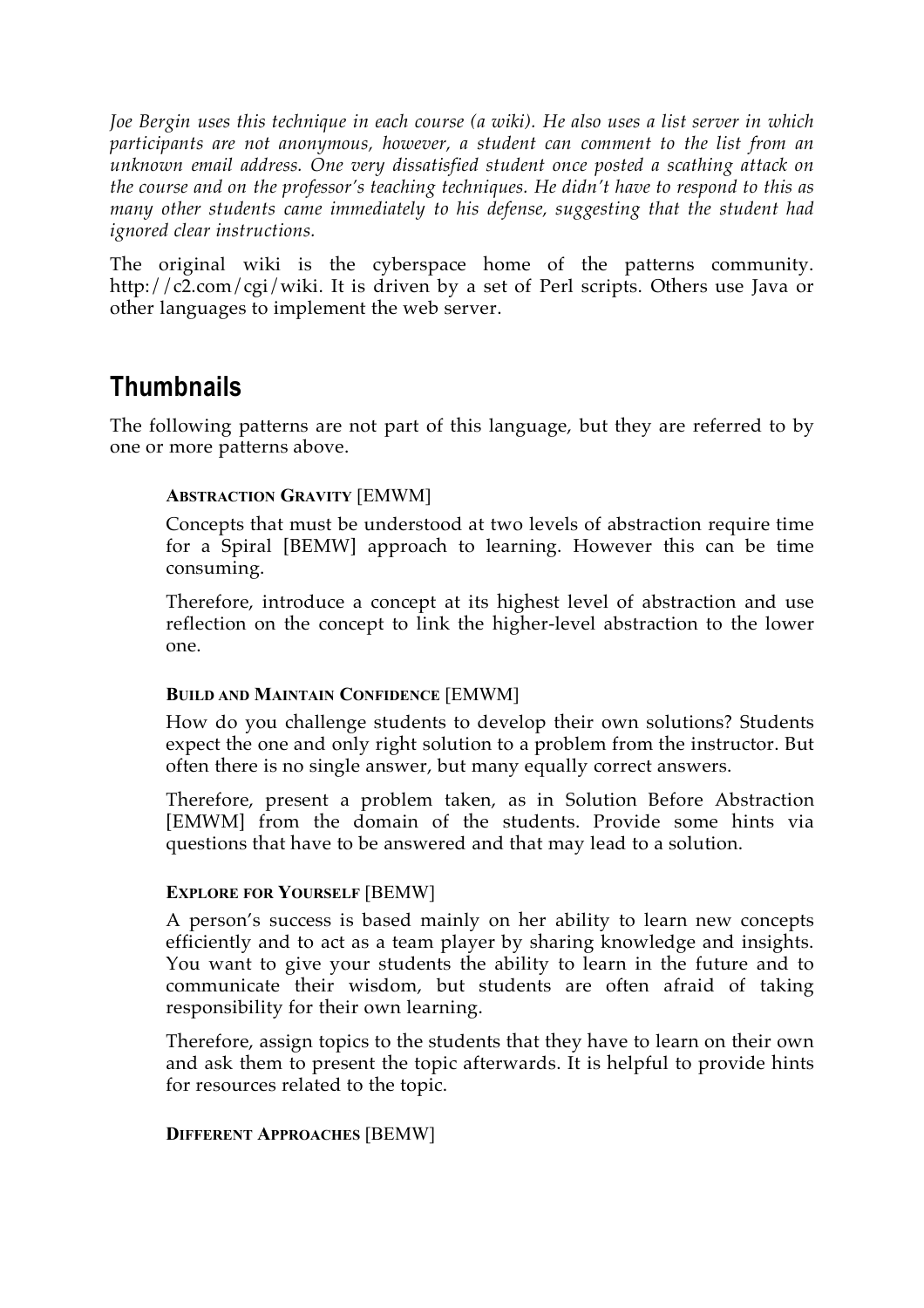*Joe Bergin uses this technique in each course (a wiki). He also uses a list server in which participants are not anonymous, however, a student can comment to the list from an unknown email address. One very dissatisfied student once posted a scathing attack on the course and on the professor's teaching techniques. He didn't have to respond to this as many other students came immediately to his defense, suggesting that the student had ignored clear instructions.*

The original wiki is the cyberspace home of the patterns community. http://c2.com/cgi/wiki. It is driven by a set of Perl scripts. Others use Java or other languages to implement the web server.

## Thumbnails

The following patterns are not part of this language, but they are referred to by one or more patterns above.

**ABSTRACTION GRAVITY** [EMWM]

Concepts that must be understood at two levels of abstraction require time for a Spiral [BEMW] approach to learning. However this can be time consuming.

Therefore, introduce a concept at its highest level of abstraction and use reflection on the concept to link the higher-level abstraction to the lower one.

**BUILD AND MAINTAIN CONFIDENCE** [EMWM]

How do you challenge students to develop their own solutions? Students expect the one and only right solution to a problem from the instructor. But often there is no single answer, but many equally correct answers.

Therefore, present a problem taken, as in Solution Before Abstraction [EMWM] from the domain of the students. Provide some hints via questions that have to be answered and that may lead to a solution.

**EXPLORE FOR YOURSELF** [BEMW]

A person's success is based mainly on her ability to learn new concepts efficiently and to act as a team player by sharing knowledge and insights. You want to give your students the ability to learn in the future and to communicate their wisdom, but students are often afraid of taking responsibility for their own learning.

Therefore, assign topics to the students that they have to learn on their own and ask them to present the topic afterwards. It is helpful to provide hints for resources related to the topic.

**DIFFERENT APPROACHES** [BEMW]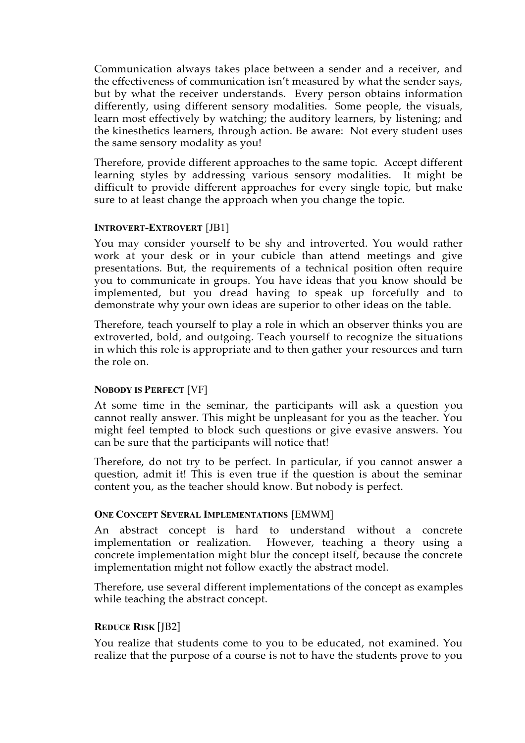Communication always takes place between a sender and a receiver, and the effectiveness of communication isn't measured by what the sender says, but by what the receiver understands. Every person obtains information differently, using different sensory modalities. Some people, the visuals, learn most effectively by watching; the auditory learners, by listening; and the kinesthetics learners, through action. Be aware: Not every student uses the same sensory modality as you!

Therefore, provide different approaches to the same topic. Accept different learning styles by addressing various sensory modalities. It might be difficult to provide different approaches for every single topic, but make sure to at least change the approach when you change the topic.

**INTROVERT-EXTROVERT** [JB1]

You may consider yourself to be shy and introverted. You would rather work at your desk or in your cubicle than attend meetings and give presentations. But, the requirements of a technical position often require you to communicate in groups. You have ideas that you know should be implemented, but you dread having to speak up forcefully and to demonstrate why your own ideas are superior to other ideas on the table.

Therefore, teach yourself to play a role in which an observer thinks you are extroverted, bold, and outgoing. Teach yourself to recognize the situations in which this role is appropriate and to then gather your resources and turn the role on.

**NOBODY IS PERFECT** [VF]

At some time in the seminar, the participants will ask a question you cannot really answer. This might be unpleasant for you as the teacher. You might feel tempted to block such questions or give evasive answers. You can be sure that the participants will notice that!

Therefore, do not try to be perfect. In particular, if you cannot answer a question, admit it! This is even true if the question is about the seminar content you, as the teacher should know. But nobody is perfect.

**ONE CONCEPT SEVERAL IMPLEMENTATIONS** [EMWM]

An abstract concept is hard to understand without a concrete implementation or realization. However, teaching a theory using a concrete implementation might blur the concept itself, because the concrete implementation might not follow exactly the abstract model.

Therefore, use several different implementations of the concept as examples while teaching the abstract concept.

**REDUCE RISK** [JB2]

You realize that students come to you to be educated, not examined. You realize that the purpose of a course is not to have the students prove to you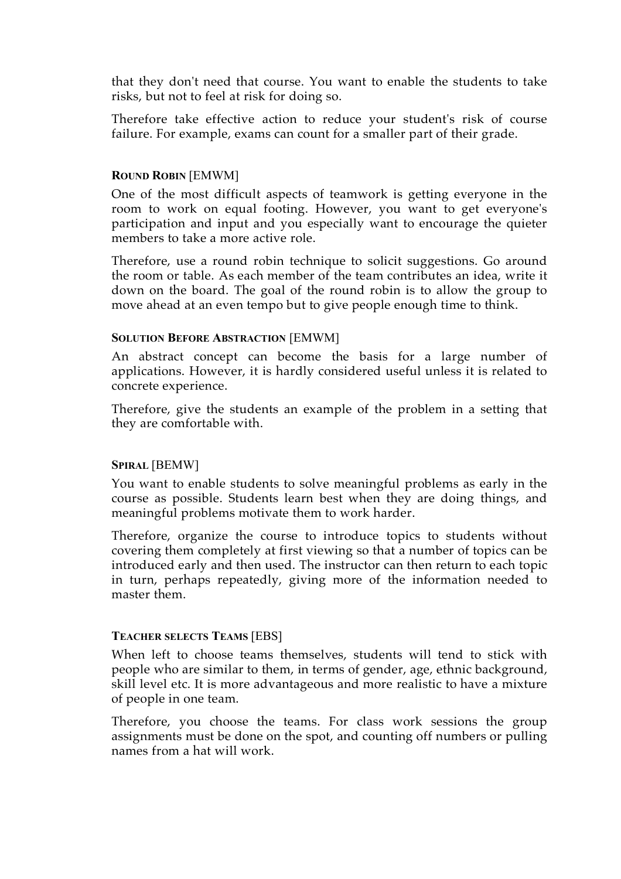that they don't need that course. You want to enable the students to take risks, but not to feel at risk for doing so.

Therefore take effective action to reduce your student's risk of course failure. For example, exams can count for a smaller part of their grade.

#### ROUND ROBIN [EMWM]

One of the most difficult aspects of teamwork is getting everyone in the room to work on equal footing. However, you want to get everyone's participation and input and you especially want to encourage the quieter members to take a more active role.

Therefore, use a round robin technique to solicit suggestions. Go around the room or table. As each member of the team contributes an idea, write it down on the board. The goal of the round robin is to allow the group to move ahead at an even tempo but to give people enough time to think.

#### SOLUTION BEFORE ABSTRACTION [EMWM]

An abstract concept can become the basis for a large number of applications. However, it is hardly considered useful unless it is related to concrete experience.

Therefore, give the students an example of the problem in a setting that they are comfortable with.

#### SPIRAL [BEMW]

You want to enable students to solve meaningful problems as early in the course as possible. Students learn best when they are doing things, and meaningful problems motivate them to work harder.

Therefore, organize the course to introduce topics to students without covering them completely at first viewing so that a number of topics can be introduced early and then used. The instructor can then return to each topic in turn, perhaps repeatedly, giving more of the information needed to master them.

#### TEACHER SELECTS TEAMS [EBS]

When left to choose teams themselves, students will tend to stick with people who are similar to them, in terms of gender, age, ethnic background, skill level etc. It is more advantageous and more realistic to have a mixture of people in one team.

Therefore, you choose the teams. For class work sessions the group assignments must be done on the spot, and counting off numbers or pulling names from a hat will work.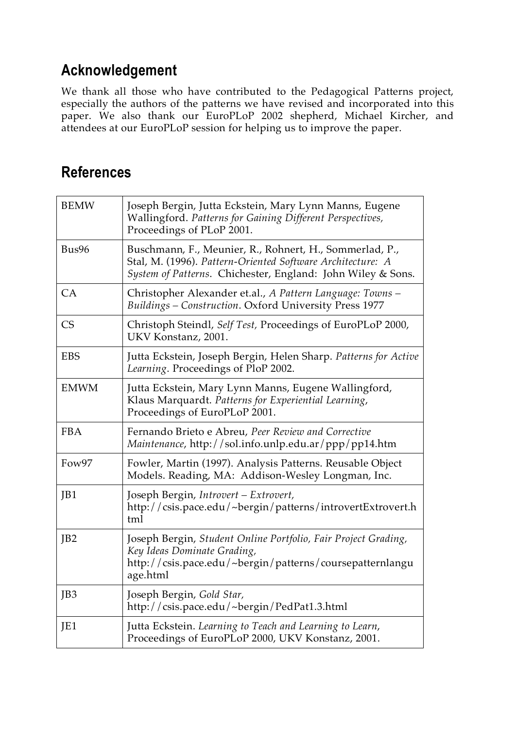## Acknowledgement

We thank all those who have contributed to the Pedagogical Patterns project, especially the authors of the patterns we have revised and incorporated into this paper. We also thank our EuroPLoP 2002 shepherd, Michael Kircher, and attendees at our EuroPLoP session for helping us to improve the paper.

## References

| | |
|---|---|
| BEMW | Joseph Bergin, Jutta Eckstein, Mary Lynn Manns, Eugene Wallingford. *Patterns for Gaining Different Perspectives*, Proceedings of PLoP 2001. |
| Bus96 | Buschmann, F., Meunier, R., Rohnert, H., Sommerlad, P., Stal, M. (1996). *Pattern-Oriented Software Architecture: A System of Patterns*. Chichester, England: John Wiley & Sons. |
| CA | Christopher Alexander et.al., *A Pattern Language: Towns – Buildings – Construction*. Oxford University Press 1977 |
| CS | Christoph Steindl, *Self Test,* Proceedings of EuroPLoP 2000, UKV Konstanz, 2001. |
| EBS | Jutta Eckstein, Joseph Bergin, Helen Sharp. *Patterns for Active Learning*. Proceedings of PloP 2002. |
| EMWM | Jutta Eckstein, Mary Lynn Manns, Eugene Wallingford, Klaus Marquardt. *Patterns for Experiential Learning*, Proceedings of EuroPLoP 2001. |
| FBA | Fernando Brieto e Abreu, *Peer Review and Corrective Maintenance*, http://sol.info.unlp.edu.ar/ppp/pp14.htm |
| Fow97 | Fowler, Martin (1997). Analysis Patterns. Reusable Object Models. Reading, MA: Addison-Wesley Longman, Inc. |
| JB1 | Joseph Bergin, *Introvert – Extrovert*, http://csis.pace.edu/~bergin/patterns/introvertExtrovert.html |
| JB2 | Joseph Bergin, *Student Online Portfolio, Fair Project Grading, Key Ideas Dominate Grading*, http://csis.pace.edu/~bergin/patterns/coursepatternlanguage.html |
| JB3 | Joseph Bergin, *Gold Star*, http://csis.pace.edu/~bergin/PedPat1.3.html |
| JE1 | Jutta Eckstein. *Learning to Teach and Learning to Learn*, Proceedings of EuroPLoP 2000, UKV Konstanz, 2001. |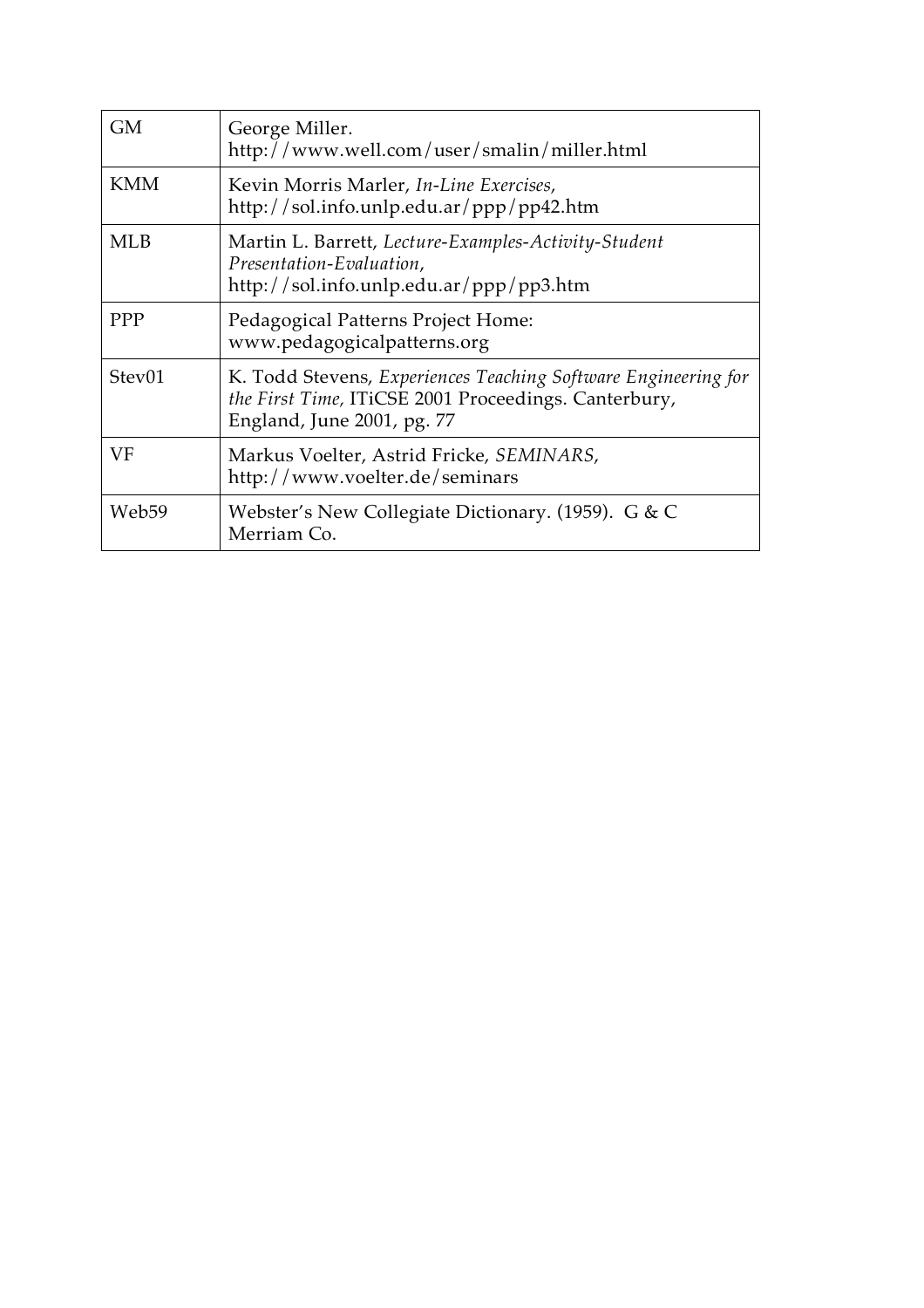| | |
|---|---|
| GM | George Miller. http://www.well.com/user/smalin/miller.html |
| KMM | Kevin Morris Marler, *In-Line Exercises*, http://sol.info.unlp.edu.ar/ppp/pp42.htm |
| MLB | Martin L. Barrett, *Lecture-Examples-Activity-Student Presentation-Evaluation*, http://sol.info.unlp.edu.ar/ppp/pp3.htm |
| PPP | Pedagogical Patterns Project Home: www.pedagogicalpatterns.org |
| Stev01 | K. Todd Stevens, *Experiences Teaching Software Engineering for the First Time,* ITiCSE 2001 Proceedings. Canterbury, England, June 2001, pg. 77 |
| VF | Markus Voelter, Astrid Fricke, *SEMINARS*, http://www.voelter.de/seminars |
| Web59 | Webster's New Collegiate Dictionary. (1959). G & C Merriam Co. |